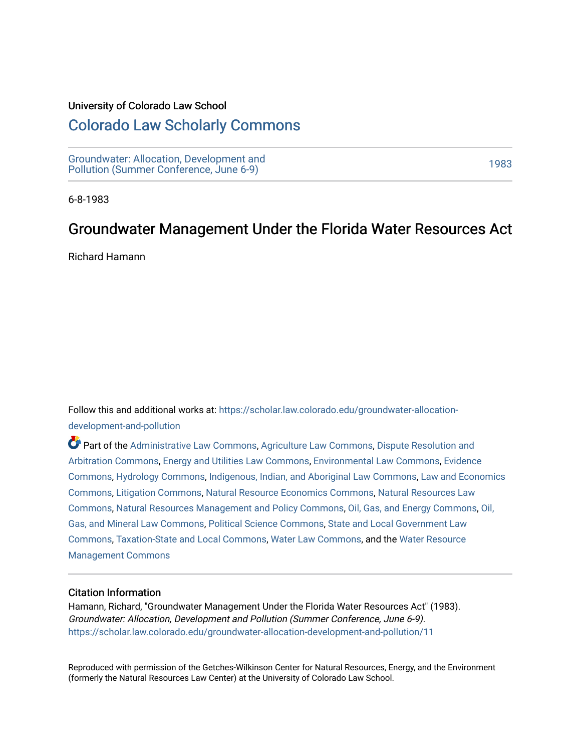University of Colorado Law School

# Colorado Law Scholarly Commons

Groundwater: Allocation, Development and Pollution (Summer Conference, June 6-9)

1983

6-8-1983

## Groundwater Management Under the Florida Water Resources Act

Richard Hamann

Follow this and additional works at: https://scholar.law.colorado.edu/groundwater-allocation-development-and-pollution

Part of the Administrative Law Commons, Agriculture Law Commons, Dispute Resolution and Arbitration Commons, Energy and Utilities Law Commons, Environmental Law Commons, Evidence Commons, Hydrology Commons, Indigenous, Indian, and Aboriginal Law Commons, Law and Economics Commons, Litigation Commons, Natural Resource Economics Commons, Natural Resources Law Commons, Natural Resources Management and Policy Commons, Oil, Gas, and Energy Commons, Oil, Gas, and Mineral Law Commons, Political Science Commons, State and Local Government Law Commons, Taxation-State and Local Commons, Water Law Commons, and the Water Resource Management Commons

### Citation Information

Hamann, Richard, "Groundwater Management Under the Florida Water Resources Act" (1983). *Groundwater: Allocation, Development and Pollution (Summer Conference, June 6-9).*
https://scholar.law.colorado.edu/groundwater-allocation-development-and-pollution/11

Reproduced with permission of the Getches-Wilkinson Center for Natural Resources, Energy, and the Environment (formerly the Natural Resources Law Center) at the University of Colorado Law School.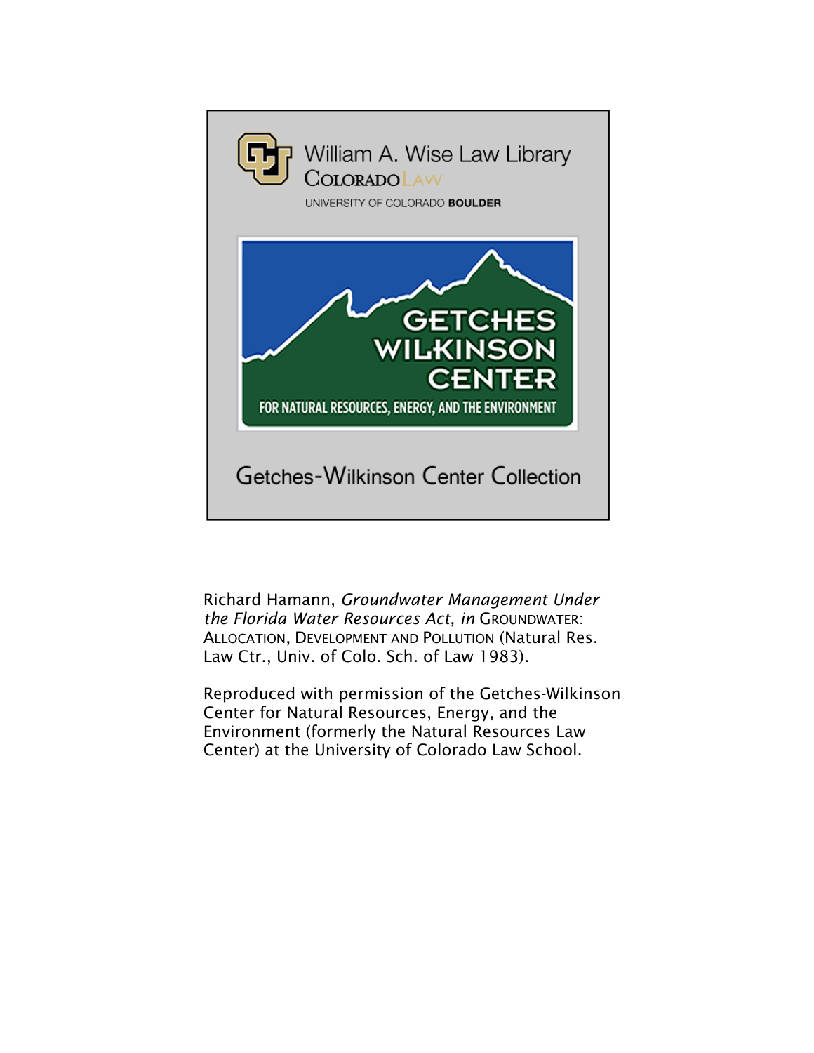William A. Wise Law Library
COLORADO LAW
UNIVERSITY OF COLORADO **BOULDER**

GETCHES WILKINSON CENTER
FOR NATURAL RESOURCES, ENERGY, AND THE ENVIRONMENT

Getches-Wilkinson Center Collection

Richard Hamann, *Groundwater Management Under the Florida Water Resources Act*, *in* GROUNDWATER: ALLOCATION, DEVELOPMENT AND POLLUTION (Natural Res. Law Ctr., Univ. of Colo. Sch. of Law 1983).

Reproduced with permission of the Getches-Wilkinson Center for Natural Resources, Energy, and the Environment (formerly the Natural Resources Law Center) at the University of Colorado Law School.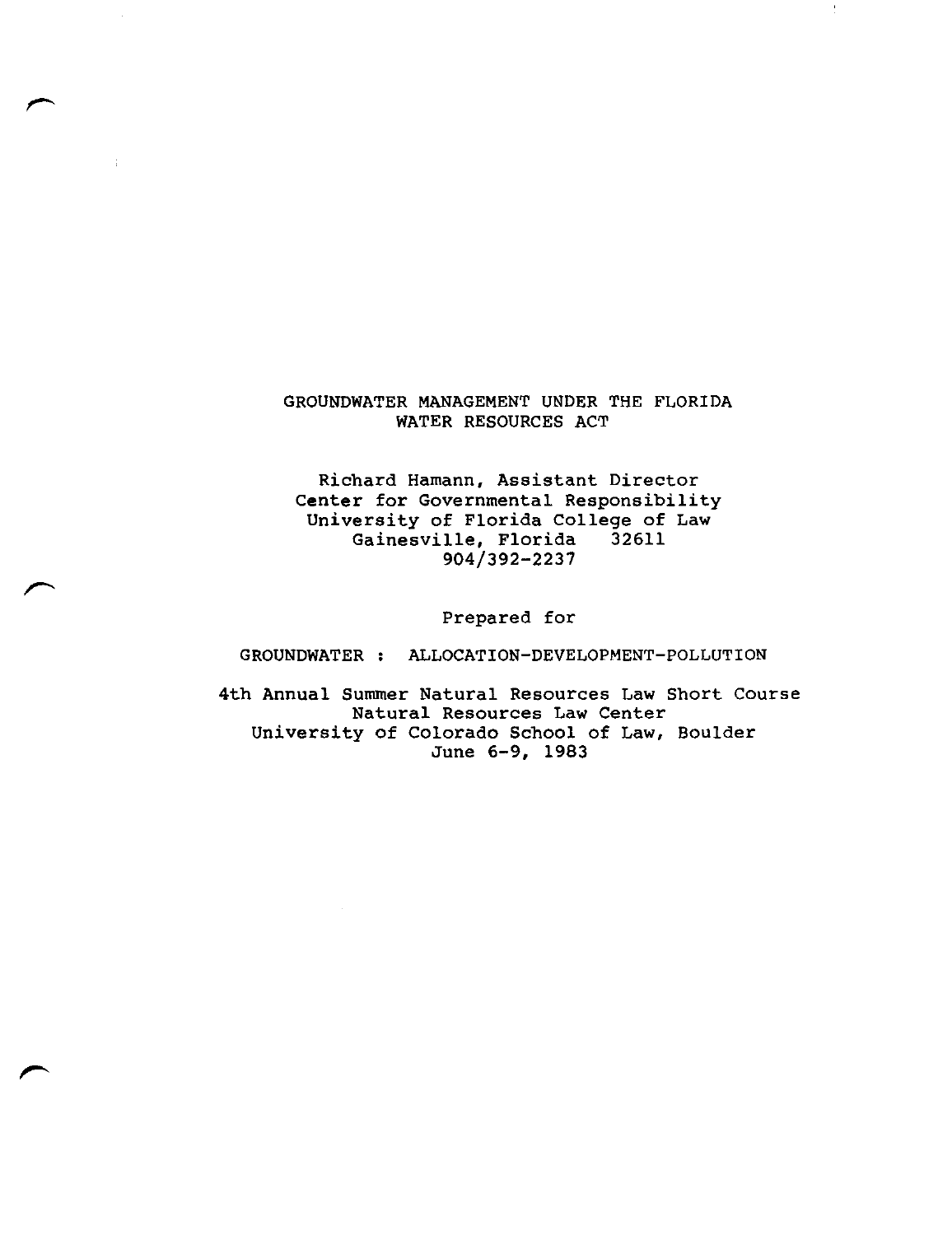# GROUNDWATER MANAGEMENT UNDER THE FLORIDA WATER RESOURCES ACT

Richard Hamann, Assistant Director
Center for Governmental Responsibility
University of Florida College of Law
Gainesville, Florida 32611
904/392-2237

Prepared for

GROUNDWATER : ALLOCATION-DEVELOPMENT-POLLUTION

4th Annual Summer Natural Resources Law Short Course
Natural Resources Law Center
University of Colorado School of Law, Boulder
June 6-9, 1983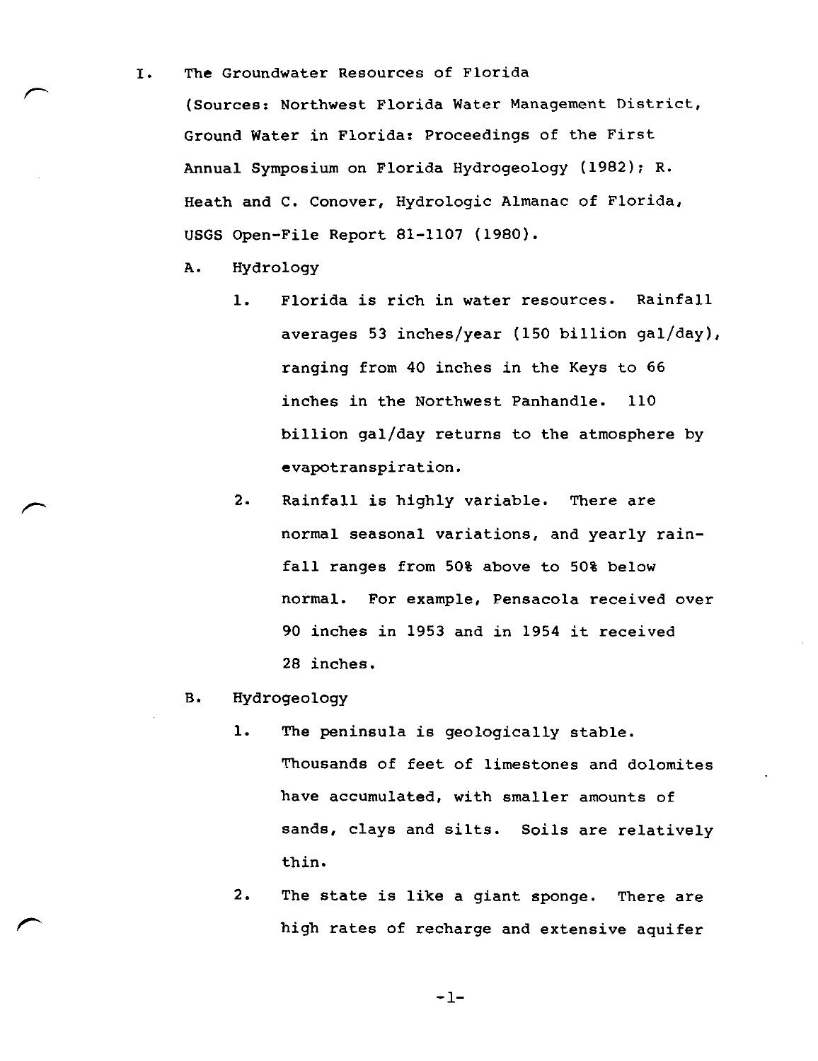I. The Groundwater Resources of Florida

(Sources: Northwest Florida Water Management District, Ground Water in Florida: Proceedings of the First Annual Symposium on Florida Hydrogeology (1982); R. Heath and C. Conover, Hydrologic Almanac of Florida, USGS Open-File Report 81-1107 (1980).

A. Hydrology

1. Florida is rich in water resources. Rainfall averages 53 inches/year (150 billion gal/day), ranging from 40 inches in the Keys to 66 inches in the Northwest Panhandle. 110 billion gal/day returns to the atmosphere by evapotranspiration.

2. Rainfall is highly variable. There are normal seasonal variations, and yearly rainfall ranges from 50% above to 50% below normal. For example, Pensacola received over 90 inches in 1953 and in 1954 it received 28 inches.

B. Hydrogeology

1. The peninsula is geologically stable. Thousands of feet of limestones and dolomites have accumulated, with smaller amounts of sands, clays and silts. Soils are relatively thin.

2. The state is like a giant sponge. There are high rates of recharge and extensive aquifer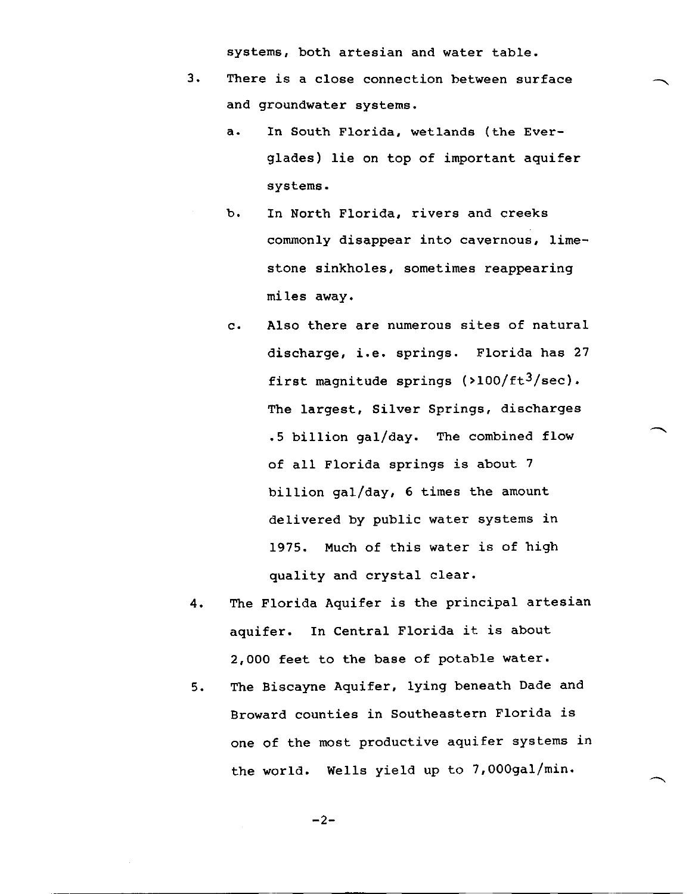systems, both artesian and water table.

3. There is a close connection between surface and groundwater systems.

   a. In South Florida, wetlands (the Everglades) lie on top of important aquifer systems.

   b. In North Florida, rivers and creeks commonly disappear into cavernous, limestone sinkholes, sometimes reappearing miles away.

   c. Also there are numerous sites of natural discharge, i.e. springs. Florida has 27 first magnitude springs (>100/$ft^3$/sec). The largest, Silver Springs, discharges .5 billion gal/day. The combined flow of all Florida springs is about 7 billion gal/day, 6 times the amount delivered by public water systems in 1975. Much of this water is of high quality and crystal clear.

4. The Florida Aquifer is the principal artesian aquifer. In Central Florida it is about 2,000 feet to the base of potable water.

5. The Biscayne Aquifer, lying beneath Dade and Broward counties in Southeastern Florida is one of the most productive aquifer systems in the world. Wells yield up to 7,000gal/min.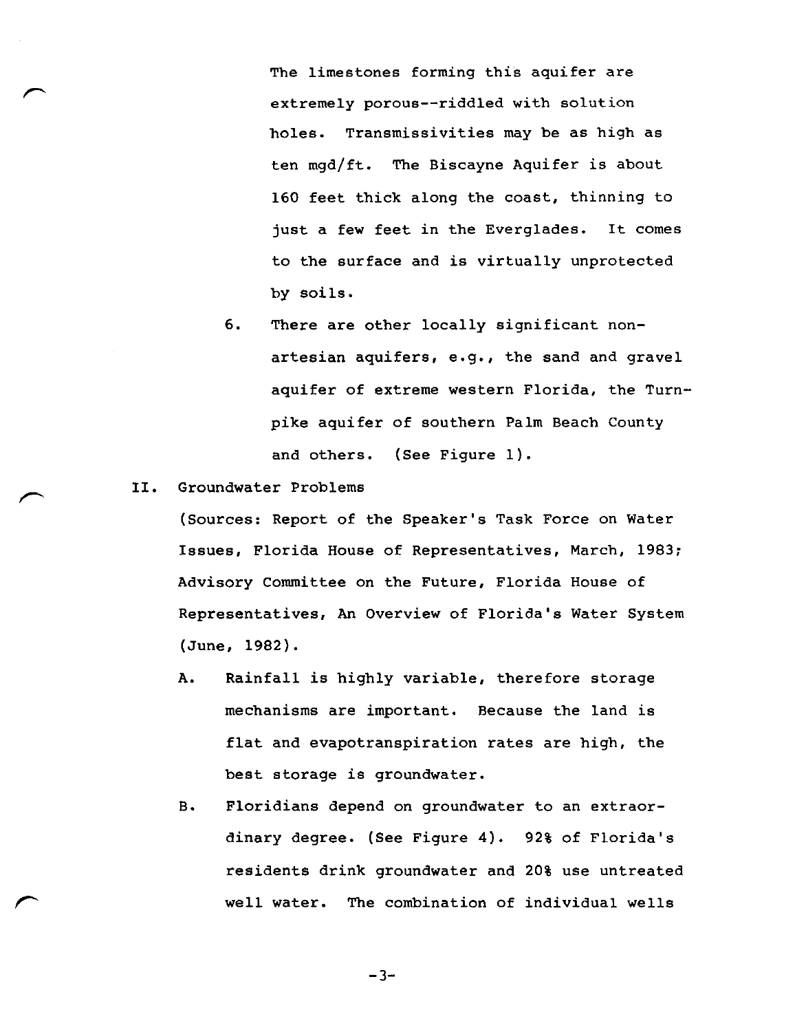The limestones forming this aquifer are extremely porous--riddled with solution holes. Transmissivities may be as high as ten mgd/ft. The Biscayne Aquifer is about 160 feet thick along the coast, thinning to just a few feet in the Everglades. It comes to the surface and is virtually unprotected by soils.

6. There are other locally significant non-artesian aquifers, e.g., the sand and gravel aquifer of extreme western Florida, the Turnpike aquifer of southern Palm Beach County and others. (See Figure 1).

## II. Groundwater Problems

(Sources: Report of the Speaker's Task Force on Water Issues, Florida House of Representatives, March, 1983; Advisory Committee on the Future, Florida House of Representatives, An Overview of Florida's Water System (June, 1982).

A. Rainfall is highly variable, therefore storage mechanisms are important. Because the land is flat and evapotranspiration rates are high, the best storage is groundwater.

B. Floridians depend on groundwater to an extraordinary degree. (See Figure 4). 92% of Florida's residents drink groundwater and 20% use untreated well water. The combination of individual wells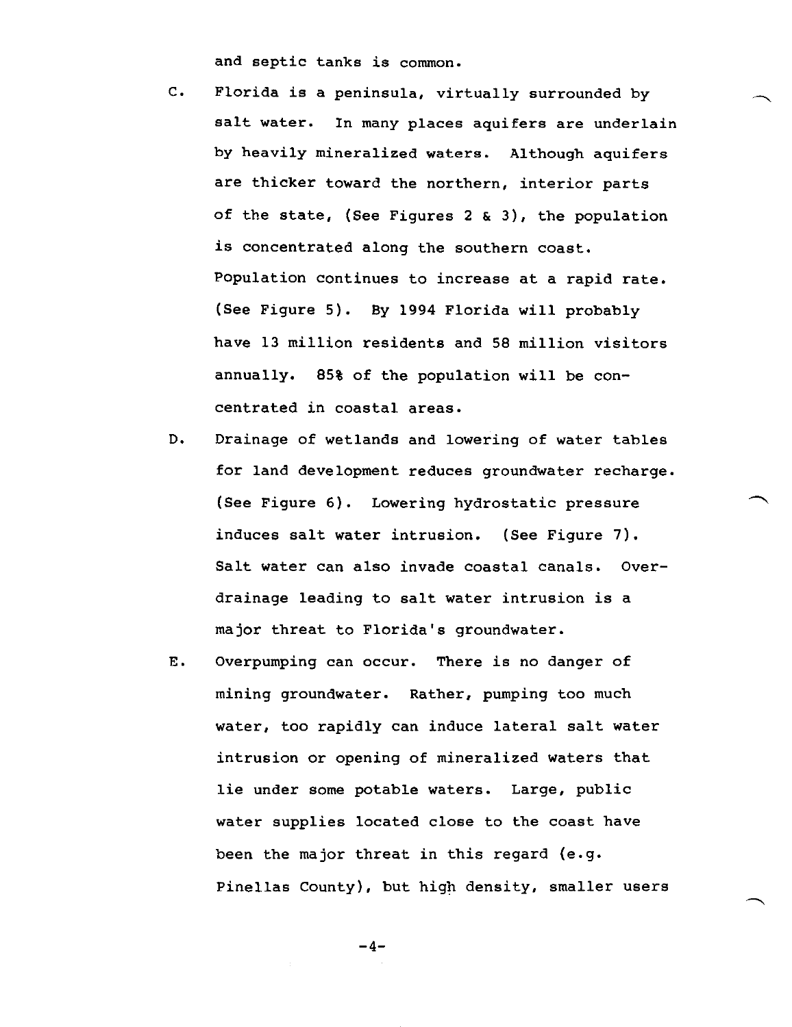and septic tanks is common.

C. Florida is a peninsula, virtually surrounded by salt water. In many places aquifers are underlain by heavily mineralized waters. Although aquifers are thicker toward the northern, interior parts of the state, (See Figures 2 & 3), the population is concentrated along the southern coast. Population continues to increase at a rapid rate. (See Figure 5). By 1994 Florida will probably have 13 million residents and 58 million visitors annually. 85% of the population will be concentrated in coastal areas.

D. Drainage of wetlands and lowering of water tables for land development reduces groundwater recharge. (See Figure 6). Lowering hydrostatic pressure induces salt water intrusion. (See Figure 7). Salt water can also invade coastal canals. Overdrainage leading to salt water intrusion is a major threat to Florida's groundwater.

E. Overpumping can occur. There is no danger of mining groundwater. Rather, pumping too much water, too rapidly can induce lateral salt water intrusion or opening of mineralized waters that lie under some potable waters. Large, public water supplies located close to the coast have been the major threat in this regard (e.g. Pinellas County), but high density, smaller users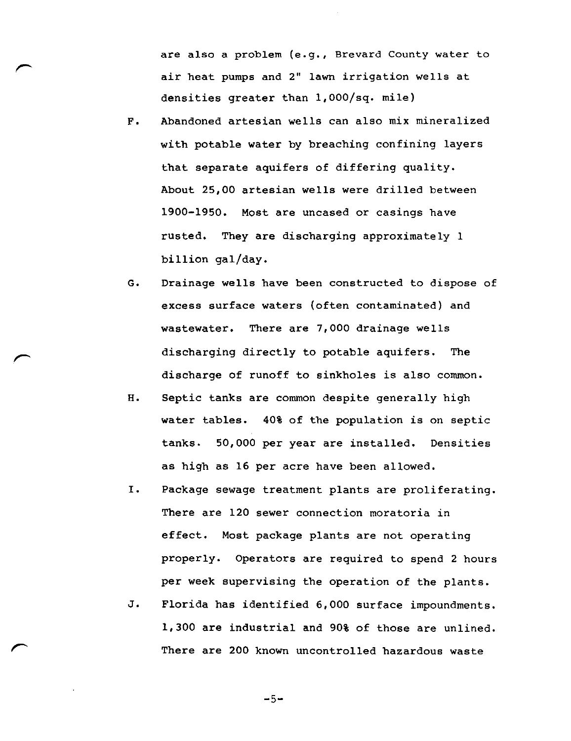are also a problem (e.g., Brevard County water to air heat pumps and 2" lawn irrigation wells at densities greater than 1,000/sq. mile)

F. Abandoned artesian wells can also mix mineralized with potable water by breaching confining layers that separate aquifers of differing quality. About 25,00 artesian wells were drilled between 1900-1950. Most are uncased or casings have rusted. They are discharging approximately 1 billion gal/day.

G. Drainage wells have been constructed to dispose of excess surface waters (often contaminated) and wastewater. There are 7,000 drainage wells discharging directly to potable aquifers. The discharge of runoff to sinkholes is also common.

H. Septic tanks are common despite generally high water tables. 40% of the population is on septic tanks. 50,000 per year are installed. Densities as high as 16 per acre have been allowed.

I. Package sewage treatment plants are proliferating. There are 120 sewer connection moratoria in effect. Most package plants are not operating properly. Operators are required to spend 2 hours per week supervising the operation of the plants.

J. Florida has identified 6,000 surface impoundments. 1,300 are industrial and 90% of those are unlined. There are 200 known uncontrolled hazardous waste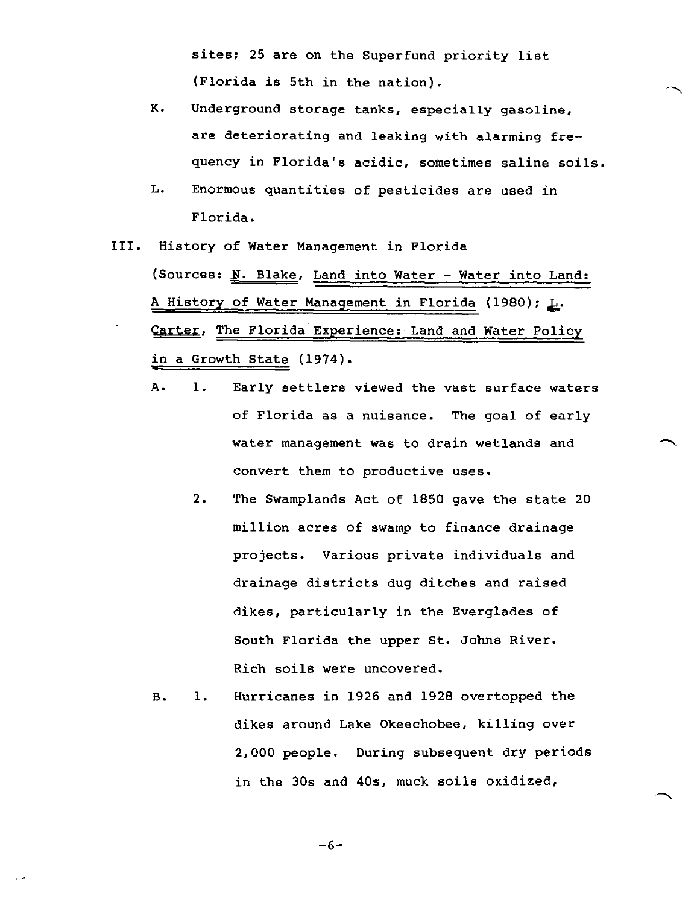sites; 25 are on the Superfund priority list (Florida is 5th in the nation).

K. Underground storage tanks, especially gasoline, are deteriorating and leaking with alarming frequency in Florida's acidic, sometimes saline soils.

L. Enormous quantities of pesticides are used in Florida.

## III. History of Water Management in Florida

(Sources: N. Blake, Land into Water - Water into Land: A History of Water Management in Florida (1980); L. Carter, The Florida Experience: Land and Water Policy in a Growth State (1974).

A. 1. Early settlers viewed the vast surface waters of Florida as a nuisance. The goal of early water management was to drain wetlands and convert them to productive uses.

2. The Swamplands Act of 1850 gave the state 20 million acres of swamp to finance drainage projects. Various private individuals and drainage districts dug ditches and raised dikes, particularly in the Everglades of South Florida the upper St. Johns River. Rich soils were uncovered.

B. 1. Hurricanes in 1926 and 1928 overtopped the dikes around Lake Okeechobee, killing over 2,000 people. During subsequent dry periods in the 30s and 40s, muck soils oxidized,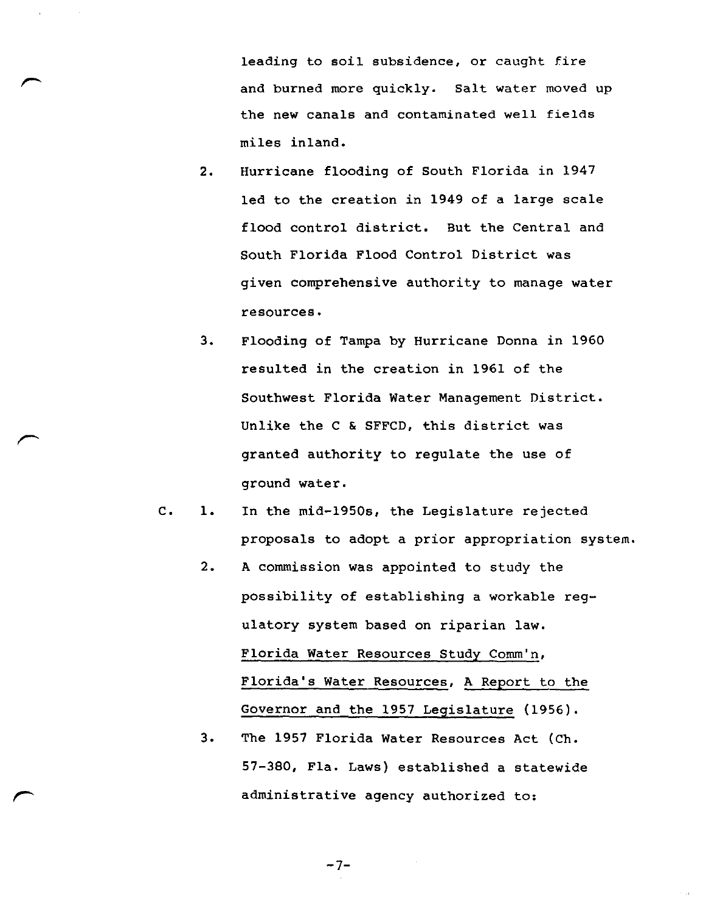leading to soil subsidence, or caught fire and burned more quickly. Salt water moved up the new canals and contaminated well fields miles inland.

2. Hurricane flooding of South Florida in 1947 led to the creation in 1949 of a large scale flood control district. But the Central and South Florida Flood Control District was given comprehensive authority to manage water resources.

3. Flooding of Tampa by Hurricane Donna in 1960 resulted in the creation in 1961 of the Southwest Florida Water Management District. Unlike the C & SFFCD, this district was granted authority to regulate the use of ground water.

C.

1. In the mid-1950s, the Legislature rejected proposals to adopt a prior appropriation system.

2. A commission was appointed to study the possibility of establishing a workable regulatory system based on riparian law. Florida Water Resources Study Comm'n, Florida's Water Resources, A Report to the Governor and the 1957 Legislature (1956).

3. The 1957 Florida Water Resources Act (Ch. 57-380, Fla. Laws) established a statewide administrative agency authorized to: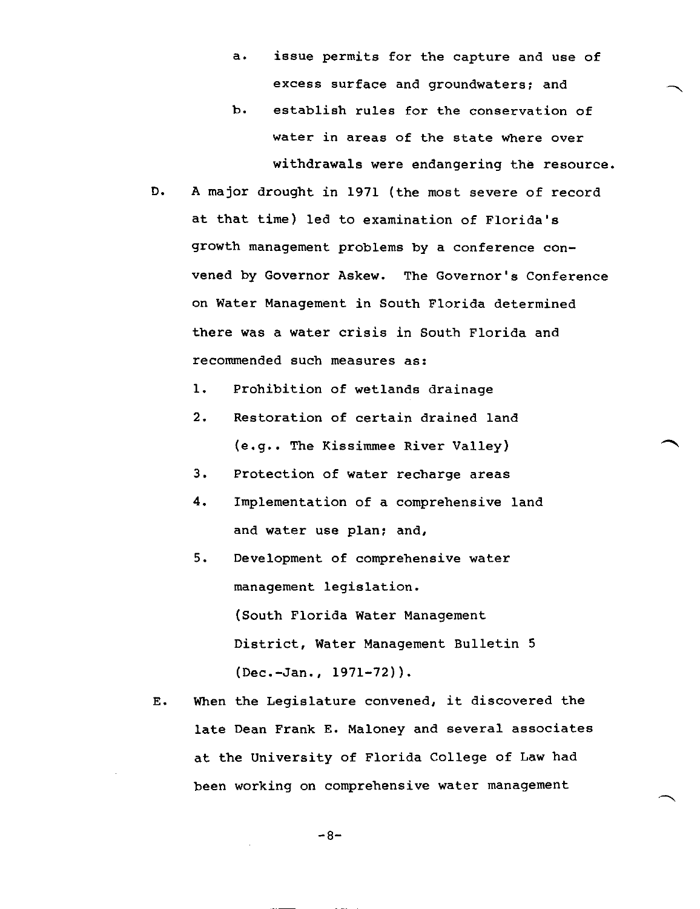a. issue permits for the capture and use of excess surface and groundwaters; and

   b. establish rules for the conservation of water in areas of the state where over withdrawals were endangering the resource.

D. A major drought in 1971 (the most severe of record at that time) led to examination of Florida's growth management problems by a conference convened by Governor Askew. The Governor's Conference on Water Management in South Florida determined there was a water crisis in South Florida and recommended such measures as:

   1. Prohibition of wetlands drainage

   2. Restoration of certain drained land (e.g.. The Kissimmee River Valley)

   3. Protection of water recharge areas

   4. Implementation of a comprehensive land and water use plan; and,

   5. Development of comprehensive water management legislation.

      (South Florida Water Management District, Water Management Bulletin 5 (Dec.-Jan., 1971-72)).

E. When the Legislature convened, it discovered the late Dean Frank E. Maloney and several associates at the University of Florida College of Law had been working on comprehensive water management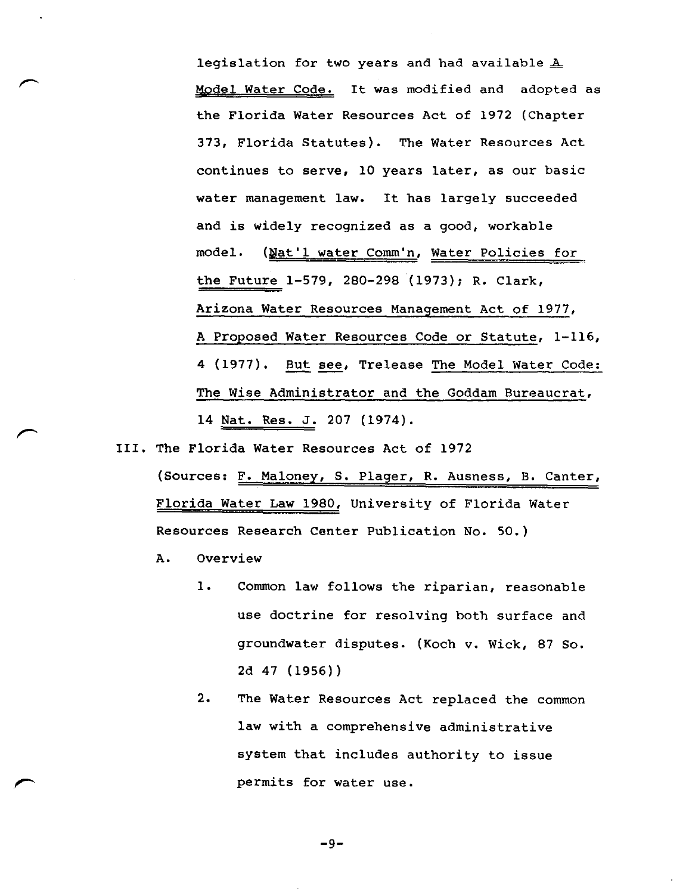legislation for two years and had available _A Model Water Code._ It was modified and adopted as the Florida Water Resources Act of 1972 (Chapter 373, Florida Statutes). The Water Resources Act continues to serve, 10 years later, as our basic water management law. It has largely succeeded and is widely recognized as a good, workable model. (_Nat'l water Comm'n, Water Policies for the Future_ 1-579, 280-298 (1973); R. Clark, _Arizona Water Resources Management Act of 1977, A Proposed Water Resources Code or Statute_, 1-116, 4 (1977). _But see_, Trelease _The Model Water Code: The Wise Administrator and the Goddam Bureaucrat_, 14 _Nat. Res. J._ 207 (1974).

III. The Florida Water Resources Act of 1972

(Sources: _F. Maloney, S. Plager, R. Ausness, B. Canter, Florida Water Law 1980_, University of Florida Water Resources Research Center Publication No. 50.)

A. Overview

1. Common law follows the riparian, reasonable use doctrine for resolving both surface and groundwater disputes. (Koch v. Wick, 87 So. 2d 47 (1956))

2. The Water Resources Act replaced the common law with a comprehensive administrative system that includes authority to issue permits for water use.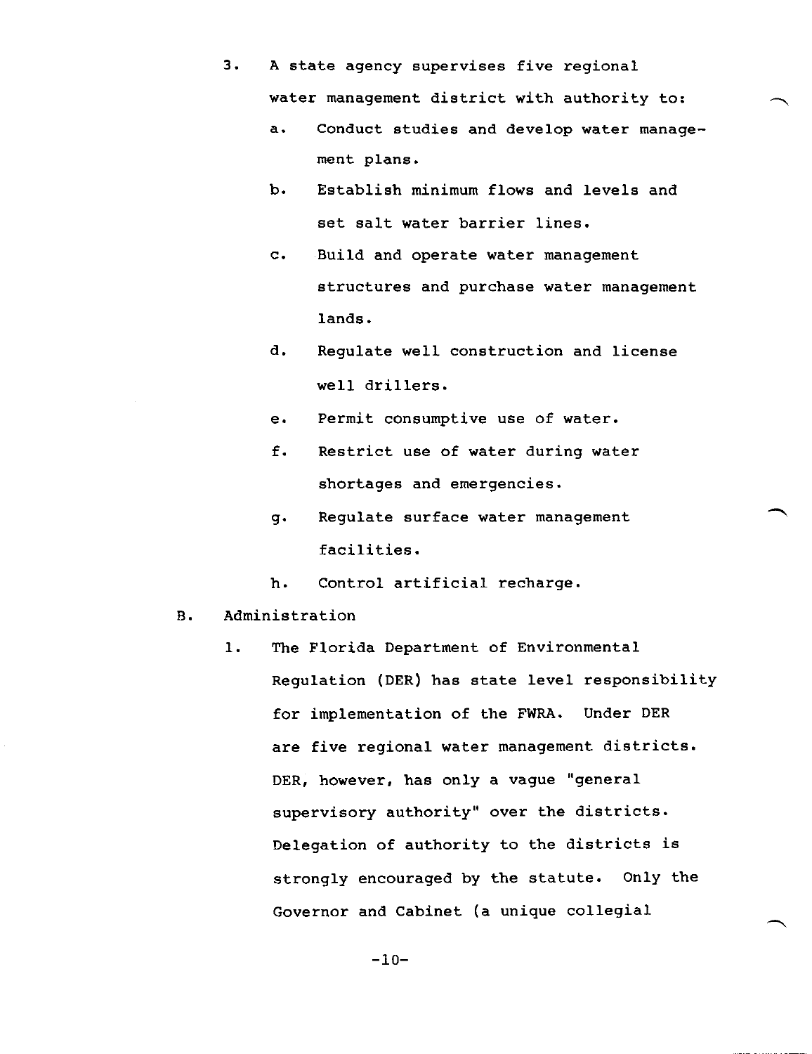3. A state agency supervises five regional water management district with authority to:

   a. Conduct studies and develop water management plans.

   b. Establish minimum flows and levels and set salt water barrier lines.

   c. Build and operate water management structures and purchase water management lands.

   d. Regulate well construction and license well drillers.

   e. Permit consumptive use of water.

   f. Restrict use of water during water shortages and emergencies.

   g. Regulate surface water management facilities.

   h. Control artificial recharge.

B. Administration

1. The Florida Department of Environmental Regulation (DER) has state level responsibility for implementation of the FWRA. Under DER are five regional water management districts. DER, however, has only a vague "general supervisory authority" over the districts. Delegation of authority to the districts is strongly encouraged by the statute. Only the Governor and Cabinet (a unique collegial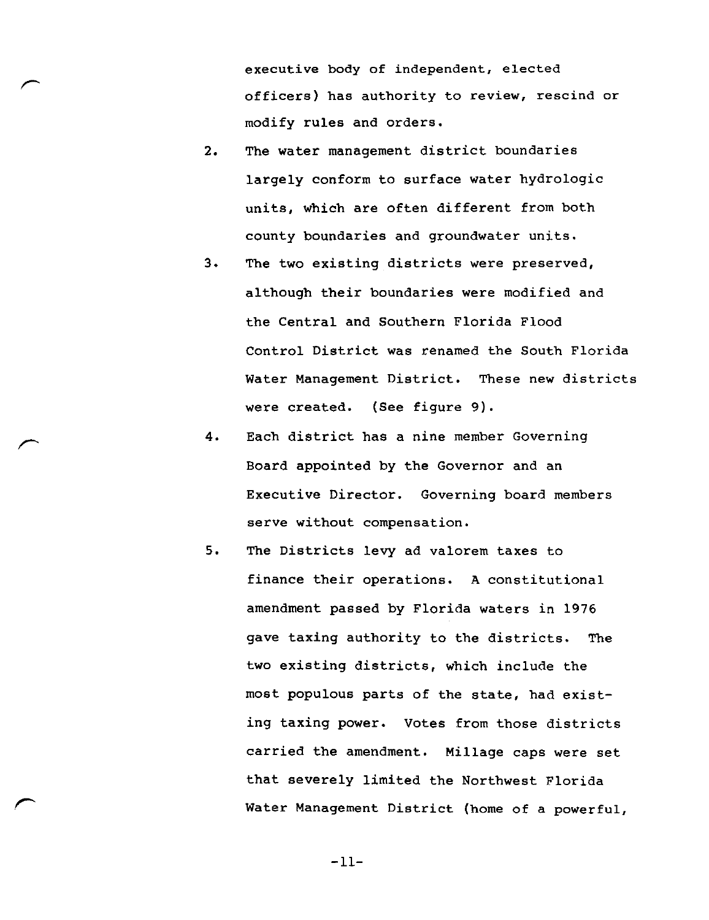executive body of independent, elected officers) has authority to review, rescind or modify rules and orders.

2. The water management district boundaries largely conform to surface water hydrologic units, which are often different from both county boundaries and groundwater units.

3. The two existing districts were preserved, although their boundaries were modified and the Central and Southern Florida Flood Control District was renamed the South Florida Water Management District. These new districts were created. (See figure 9).

4. Each district has a nine member Governing Board appointed by the Governor and an Executive Director. Governing board members serve without compensation.

5. The Districts levy ad valorem taxes to finance their operations. A constitutional amendment passed by Florida waters in 1976 gave taxing authority to the districts. The two existing districts, which include the most populous parts of the state, had existing taxing power. Votes from those districts carried the amendment. Millage caps were set that severely limited the Northwest Florida Water Management District (home of a powerful,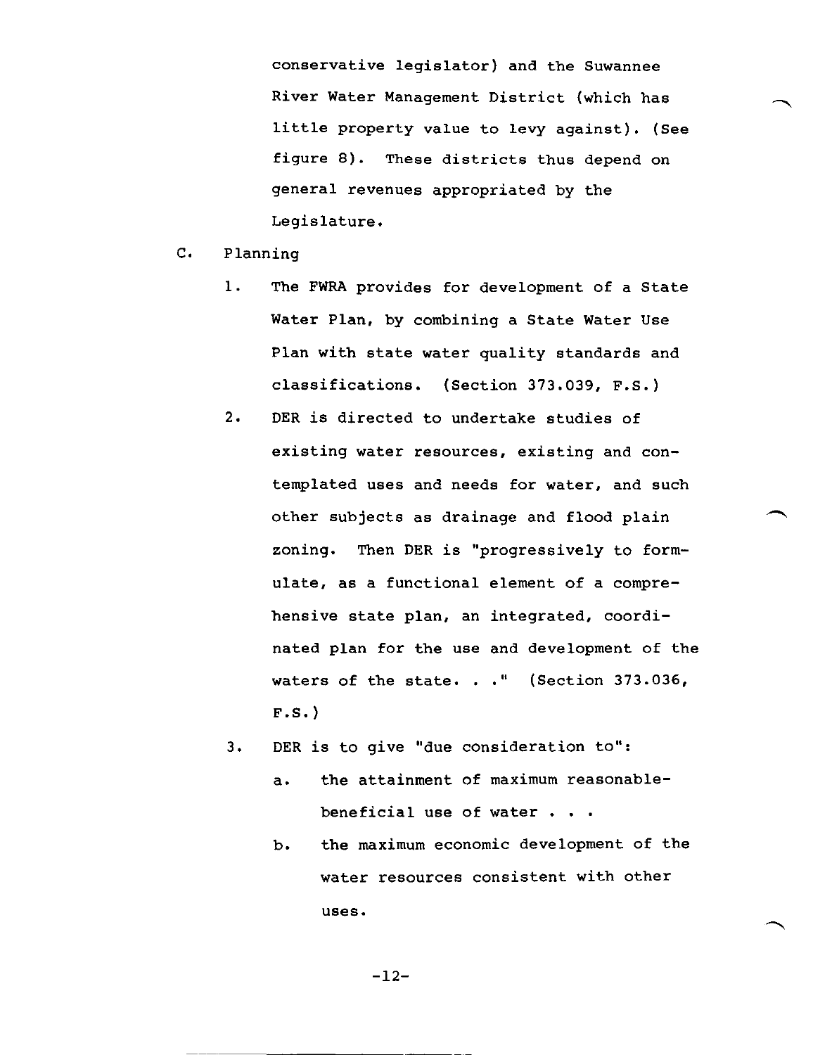conservative legislator) and the Suwannee River Water Management District (which has little property value to levy against). (See figure 8). These districts thus depend on general revenues appropriated by the Legislature.

C. Planning

1. The FWRA provides for development of a State Water Plan, by combining a State Water Use Plan with state water quality standards and classifications. (Section 373.039, F.S.)

2. DER is directed to undertake studies of existing water resources, existing and contemplated uses and needs for water, and such other subjects as drainage and flood plain zoning. Then DER is "progressively to formulate, as a functional element of a comprehensive state plan, an integrated, coordinated plan for the use and development of the waters of the state. . ." (Section 373.036, F.S.)

3. DER is to give "due consideration to":

   a. the attainment of maximum reasonable-beneficial use of water . . .

   b. the maximum economic development of the water resources consistent with other uses.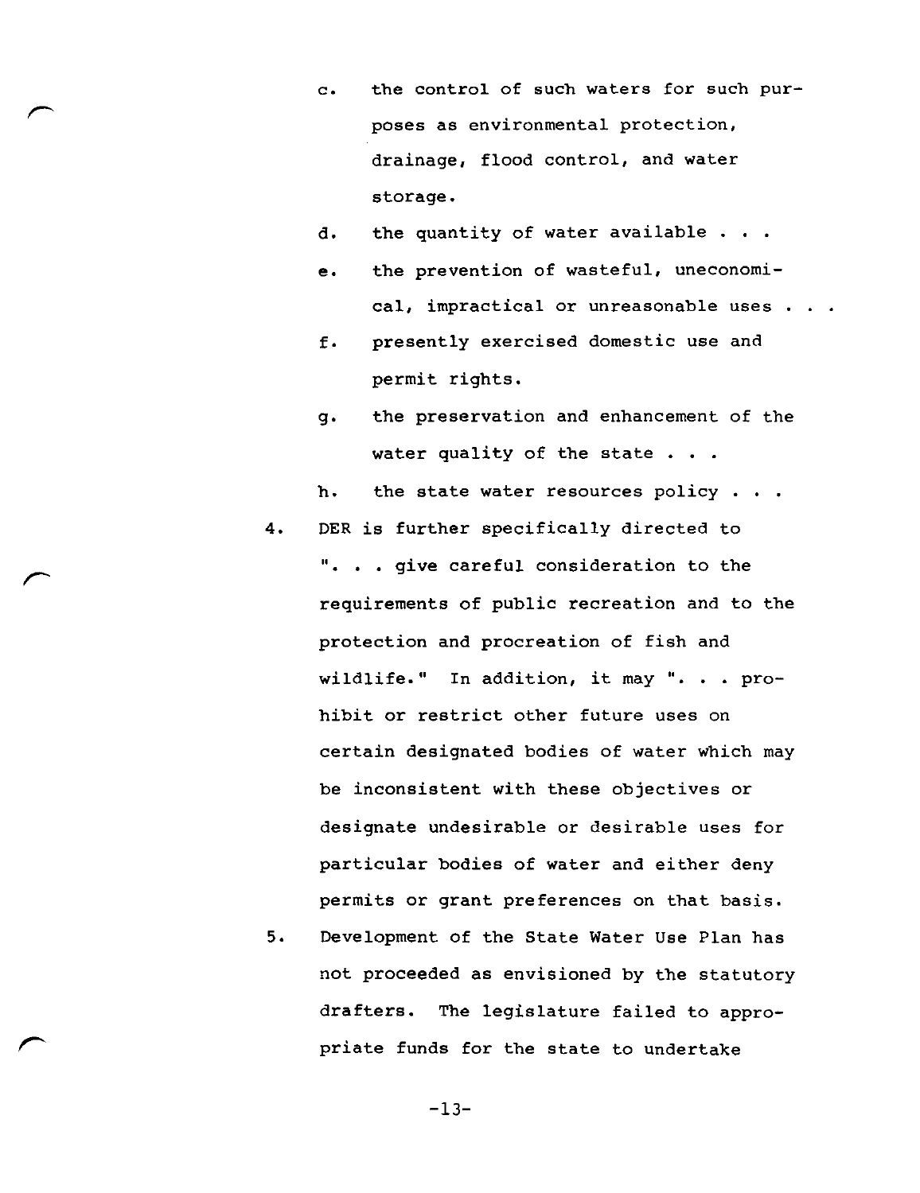c. the control of such waters for such purposes as environmental protection, drainage, flood control, and water storage.

d. the quantity of water available . . .

e. the prevention of wasteful, uneconomical, impractical or unreasonable uses . . .

f. presently exercised domestic use and permit rights.

g. the preservation and enhancement of the water quality of the state . . .

h. the state water resources policy . . .

4. DER is further specifically directed to ". . . give careful consideration to the requirements of public recreation and to the protection and procreation of fish and wildlife." In addition, it may ". . . prohibit or restrict other future uses on certain designated bodies of water which may be inconsistent with these objectives or designate undesirable or desirable uses for particular bodies of water and either deny permits or grant preferences on that basis.

5. Development of the State Water Use Plan has not proceeded as envisioned by the statutory drafters. The legislature failed to appropriate funds for the state to undertake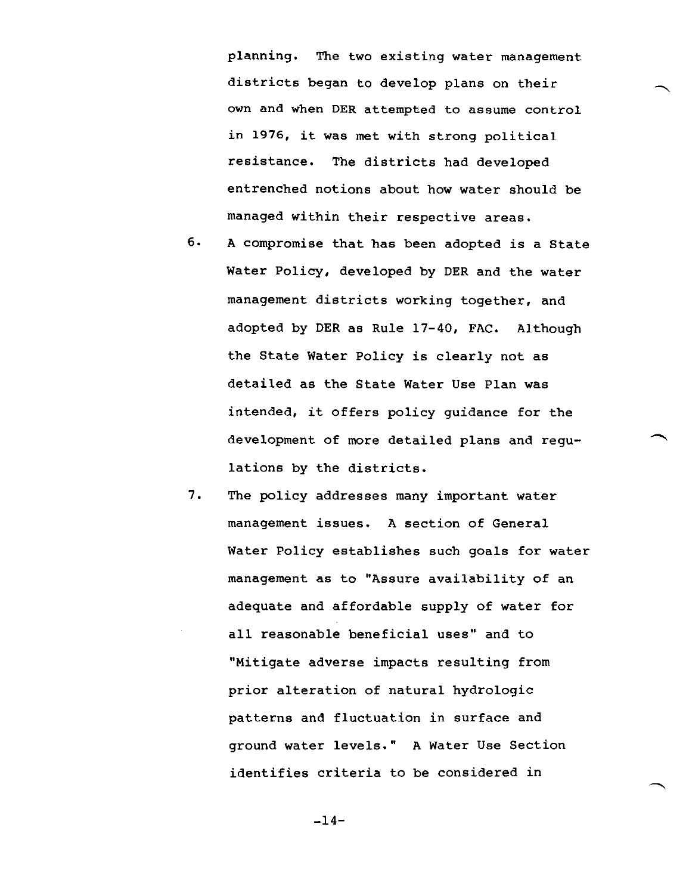planning. The two existing water management districts began to develop plans on their own and when DER attempted to assume control in 1976, it was met with strong political resistance. The districts had developed entrenched notions about how water should be managed within their respective areas.

6. A compromise that has been adopted is a State Water Policy, developed by DER and the water management districts working together, and adopted by DER as Rule 17-40, FAC. Although the State Water Policy is clearly not as detailed as the State Water Use Plan was intended, it offers policy guidance for the development of more detailed plans and regulations by the districts.

7. The policy addresses many important water management issues. A section of General Water Policy establishes such goals for water management as to "Assure availability of an adequate and affordable supply of water for all reasonable beneficial uses" and to "Mitigate adverse impacts resulting from prior alteration of natural hydrologic patterns and fluctuation in surface and ground water levels." A Water Use Section identifies criteria to be considered in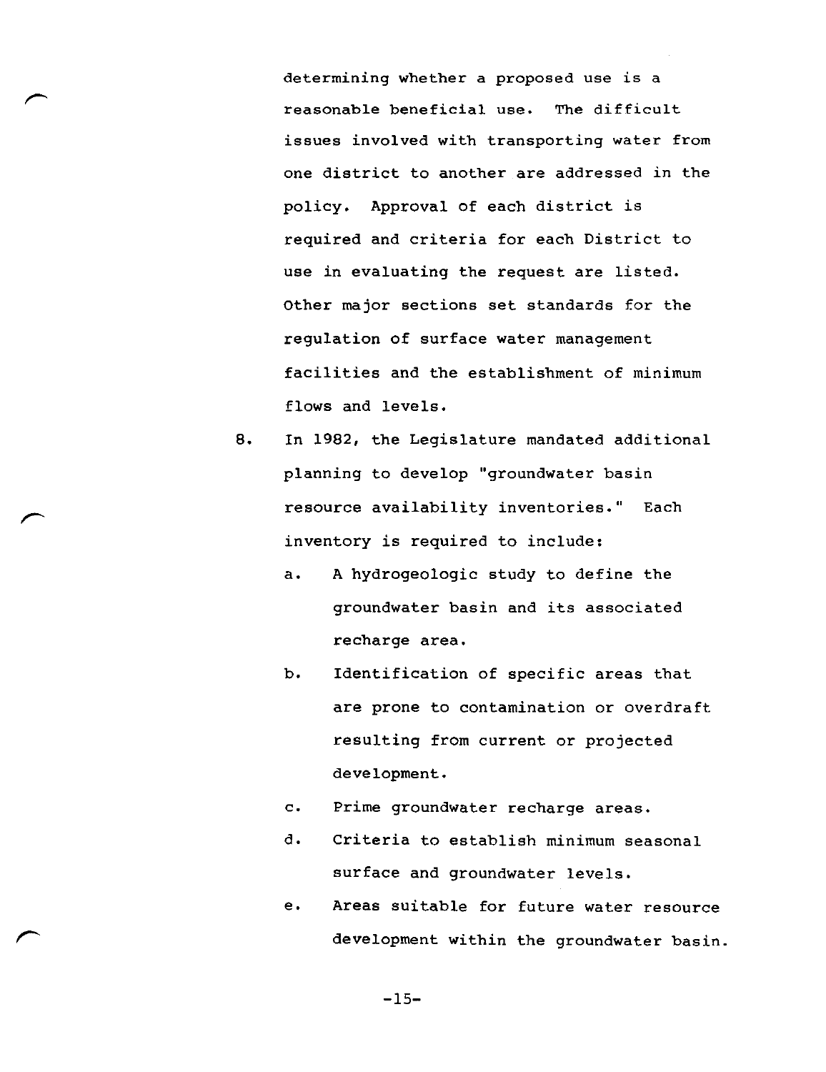determining whether a proposed use is a reasonable beneficial use. The difficult issues involved with transporting water from one district to another are addressed in the policy. Approval of each district is required and criteria for each District to use in evaluating the request are listed. Other major sections set standards for the regulation of surface water management facilities and the establishment of minimum flows and levels.

8. In 1982, the Legislature mandated additional planning to develop "groundwater basin resource availability inventories." Each inventory is required to include:

   a. A hydrogeologic study to define the groundwater basin and its associated recharge area.

   b. Identification of specific areas that are prone to contamination or overdraft resulting from current or projected development.

   c. Prime groundwater recharge areas.

   d. Criteria to establish minimum seasonal surface and groundwater levels.

   e. Areas suitable for future water resource development within the groundwater basin.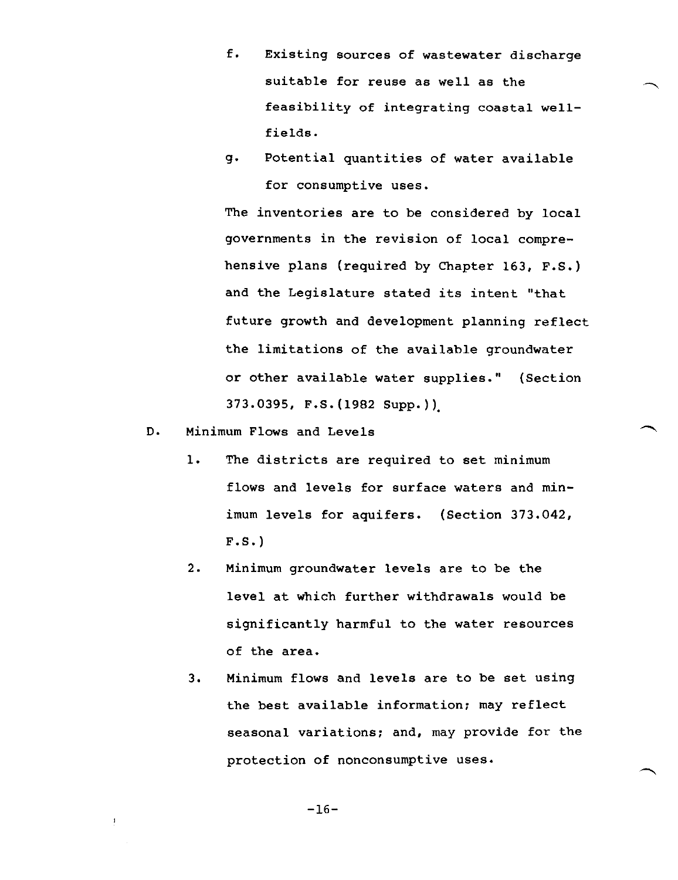f. Existing sources of wastewater discharge suitable for reuse as well as the feasibility of integrating coastal well-fields.

g. Potential quantities of water available for consumptive uses.

The inventories are to be considered by local governments in the revision of local comprehensive plans (required by Chapter 163, F.S.) and the Legislature stated its intent "that future growth and development planning reflect the limitations of the available groundwater or other available water supplies." (Section 373.0395, F.S.(1982 Supp.)).

D. Minimum Flows and Levels

1. The districts are required to set minimum flows and levels for surface waters and minimum levels for aquifers. (Section 373.042, F.S.)

2. Minimum groundwater levels are to be the level at which further withdrawals would be significantly harmful to the water resources of the area.

3. Minimum flows and levels are to be set using the best available information; may reflect seasonal variations; and, may provide for the protection of nonconsumptive uses.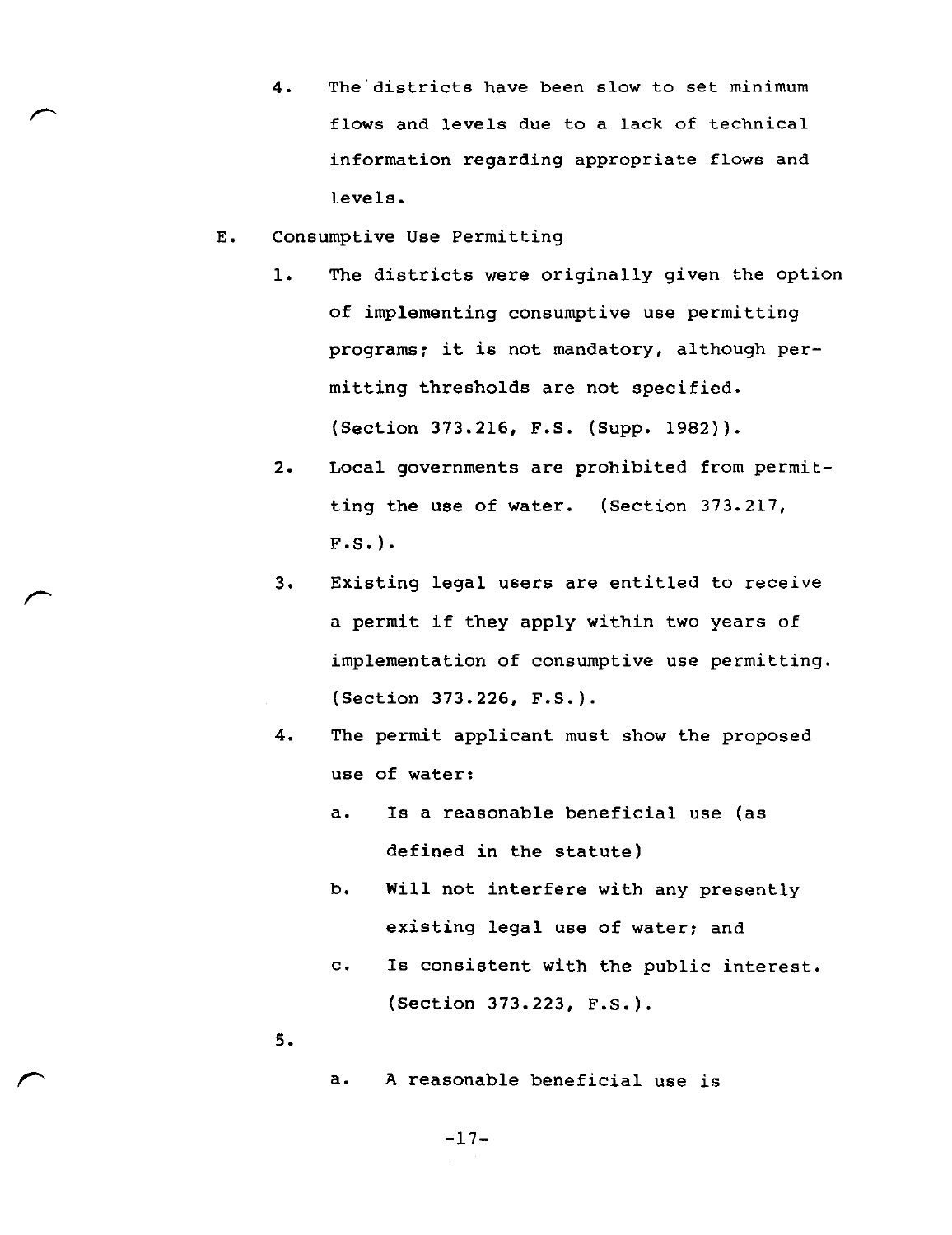4. The districts have been slow to set minimum flows and levels due to a lack of technical information regarding appropriate flows and levels.

E. Consumptive Use Permitting

1. The districts were originally given the option of implementing consumptive use permitting programs; it is not mandatory, although permitting thresholds are not specified. (Section 373.216, F.S. (Supp. 1982)).

2. Local governments are prohibited from permitting the use of water. (Section 373.217, F.S.).

3. Existing legal users are entitled to receive a permit if they apply within two years of implementation of consumptive use permitting. (Section 373.226, F.S.).

4. The permit applicant must show the proposed use of water:

   a. Is a reasonable beneficial use (as defined in the statute)

   b. Will not interfere with any presently existing legal use of water; and

   c. Is consistent with the public interest. (Section 373.223, F.S.).

5.

   a. A reasonable beneficial use is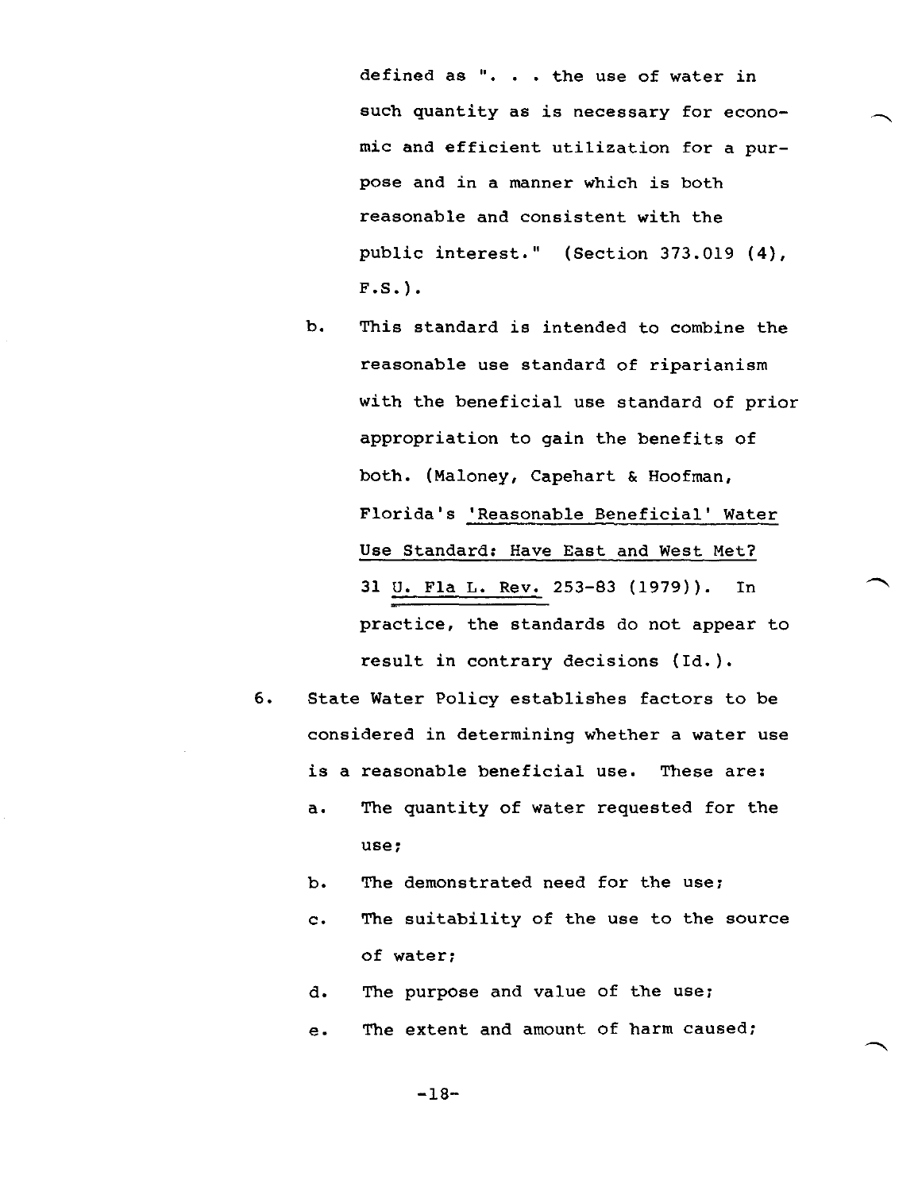defined as ". . . the use of water in such quantity as is necessary for economic and efficient utilization for a purpose and in a manner which is both reasonable and consistent with the public interest." (Section 373.019 (4), F.S.).

b. This standard is intended to combine the reasonable use standard of riparianism with the beneficial use standard of prior appropriation to gain the benefits of both. (Maloney, Capehart & Hoofman, Florida's 'Reasonable Beneficial' Water Use Standard: Have East and West Met? 31 U. Fla L. Rev. 253-83 (1979)). In practice, the standards do not appear to result in contrary decisions (Id.).

6. State Water Policy establishes factors to be considered in determining whether a water use is a reasonable beneficial use. These are:

   a. The quantity of water requested for the use;

   b. The demonstrated need for the use;

   c. The suitability of the use to the source of water;

   d. The purpose and value of the use;

   e. The extent and amount of harm caused;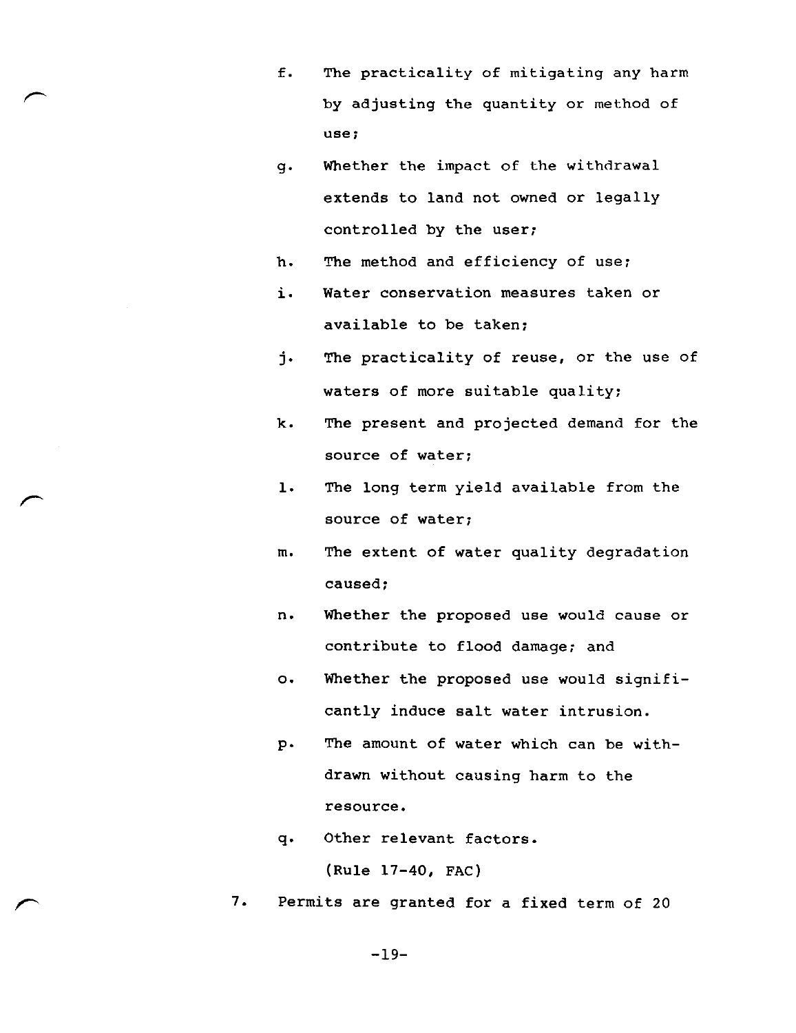f. The practicality of mitigating any harm by adjusting the quantity or method of use;

g. Whether the impact of the withdrawal extends to land not owned or legally controlled by the user;

h. The method and efficiency of use;

i. Water conservation measures taken or available to be taken;

j. The practicality of reuse, or the use of waters of more suitable quality;

k. The present and projected demand for the source of water;

l. The long term yield available from the source of water;

m. The extent of water quality degradation caused;

n. Whether the proposed use would cause or contribute to flood damage; and

o. Whether the proposed use would significantly induce salt water intrusion.

p. The amount of water which can be withdrawn without causing harm to the resource.

q. Other relevant factors.

(Rule 17-40, FAC)

7. Permits are granted for a fixed term of 20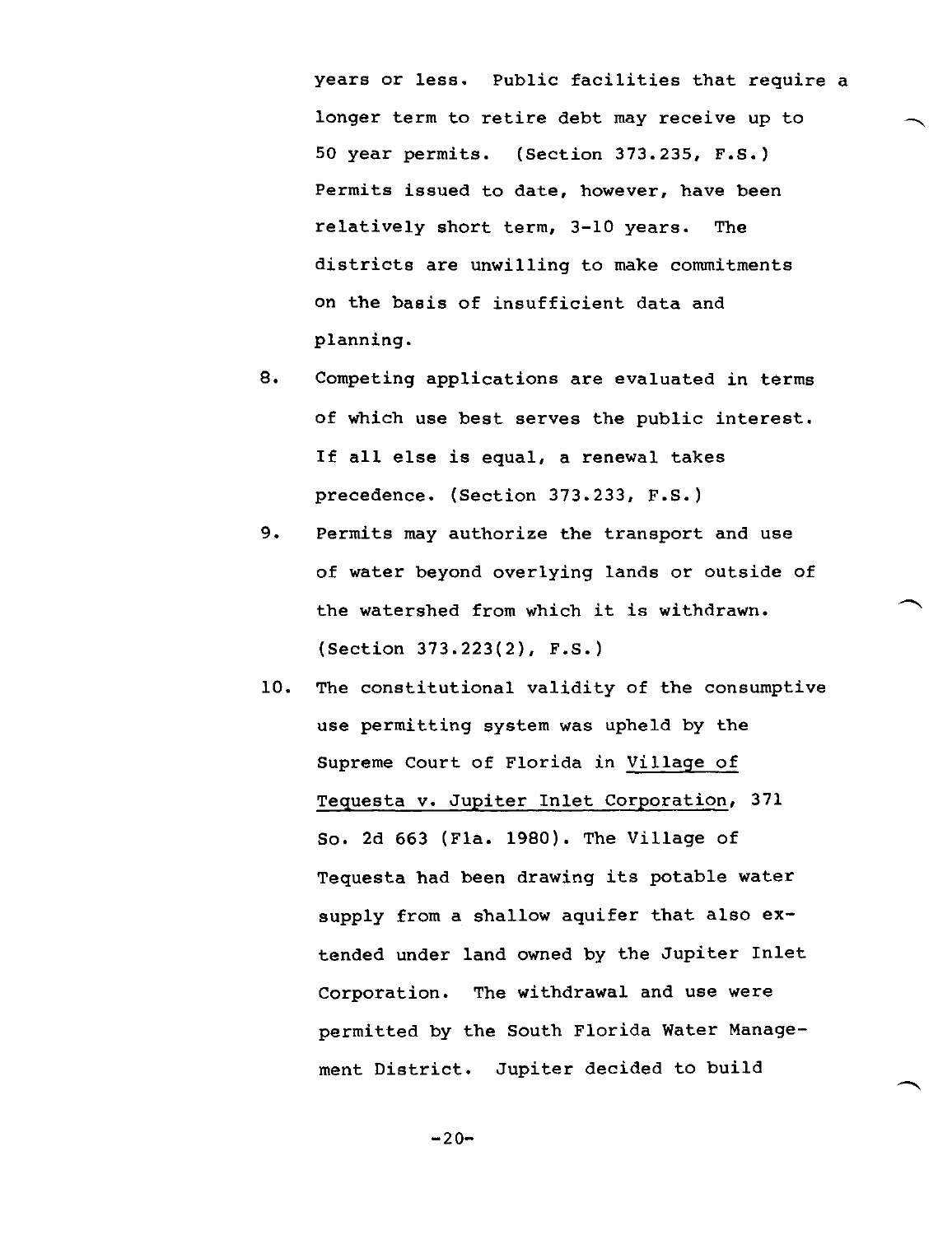years or less. Public facilities that require a longer term to retire debt may receive up to 50 year permits. (Section 373.235, F.S.) Permits issued to date, however, have been relatively short term, 3-10 years. The districts are unwilling to make commitments on the basis of insufficient data and planning.

8. Competing applications are evaluated in terms of which use best serves the public interest. If all else is equal, a renewal takes precedence. (Section 373.233, F.S.)

9. Permits may authorize the transport and use of water beyond overlying lands or outside of the watershed from which it is withdrawn. (Section 373.223(2), F.S.)

10. The constitutional validity of the consumptive use permitting system was upheld by the Supreme Court of Florida in Village of Tequesta v. Jupiter Inlet Corporation, 371 So. 2d 663 (Fla. 1980). The Village of Tequesta had been drawing its potable water supply from a shallow aquifer that also extended under land owned by the Jupiter Inlet Corporation. The withdrawal and use were permitted by the South Florida Water Management District. Jupiter decided to build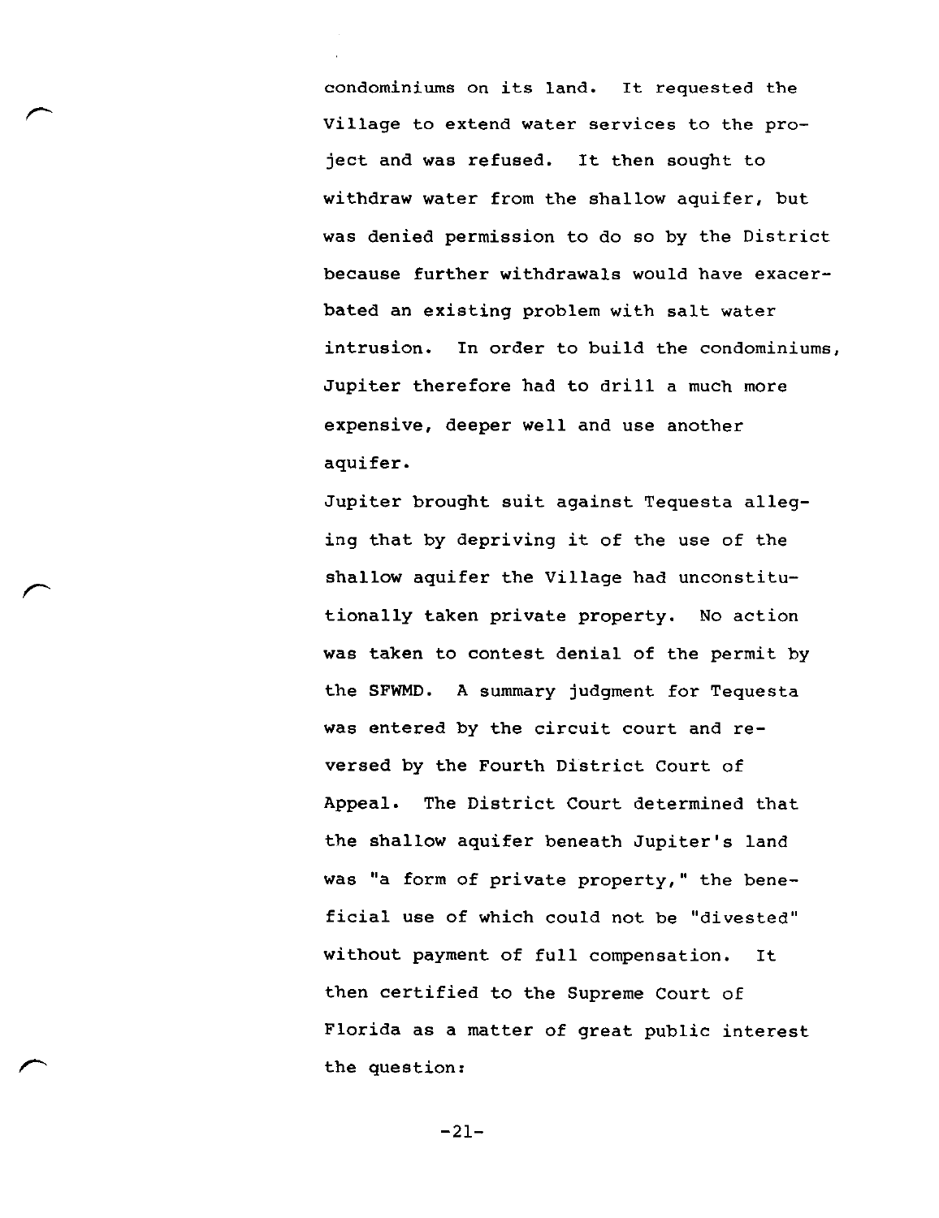condominiums on its land. It requested the Village to extend water services to the project and was refused. It then sought to withdraw water from the shallow aquifer, but was denied permission to do so by the District because further withdrawals would have exacerbated an existing problem with salt water intrusion. In order to build the condominiums, Jupiter therefore had to drill a much more expensive, deeper well and use another aquifer.

Jupiter brought suit against Tequesta alleging that by depriving it of the use of the shallow aquifer the Village had unconstitutionally taken private property. No action was taken to contest denial of the permit by the SFWMD. A summary judgment for Tequesta was entered by the circuit court and reversed by the Fourth District Court of Appeal. The District Court determined that the shallow aquifer beneath Jupiter's land was "a form of private property," the beneficial use of which could not be "divested" without payment of full compensation. It then certified to the Supreme Court of Florida as a matter of great public interest the question: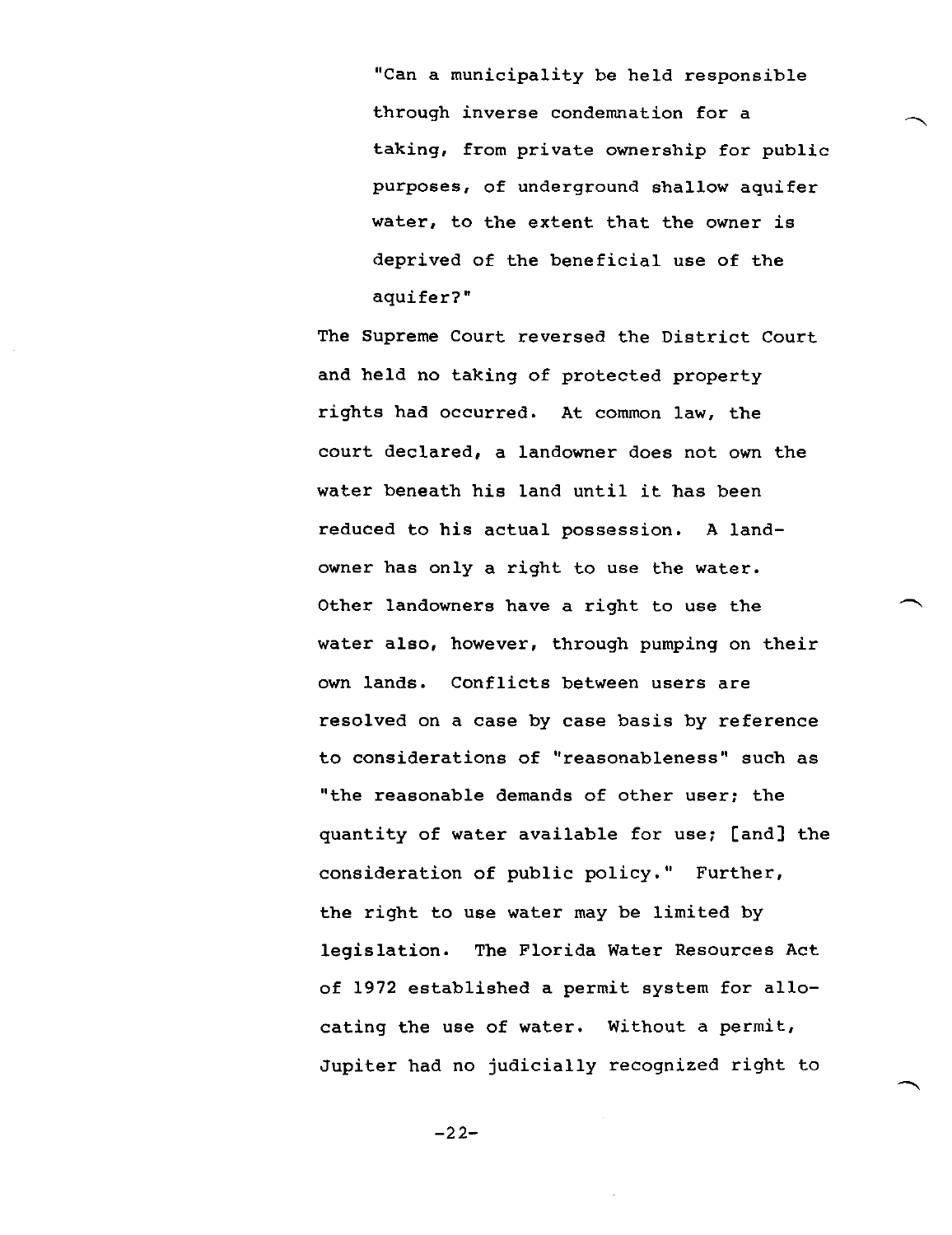"Can a municipality be held responsible through inverse condemnation for a taking, from private ownership for public purposes, of underground shallow aquifer water, to the extent that the owner is deprived of the beneficial use of the aquifer?"

The Supreme Court reversed the District Court and held no taking of protected property rights had occurred. At common law, the court declared, a landowner does not own the water beneath his land until it has been reduced to his actual possession. A landowner has only a right to use the water. Other landowners have a right to use the water also, however, through pumping on their own lands. Conflicts between users are resolved on a case by case basis by reference to considerations of "reasonableness" such as "the reasonable demands of other user; the quantity of water available for use; [and] the consideration of public policy." Further, the right to use water may be limited by legislation. The Florida Water Resources Act of 1972 established a permit system for allocating the use of water. Without a permit, Jupiter had no judicially recognized right to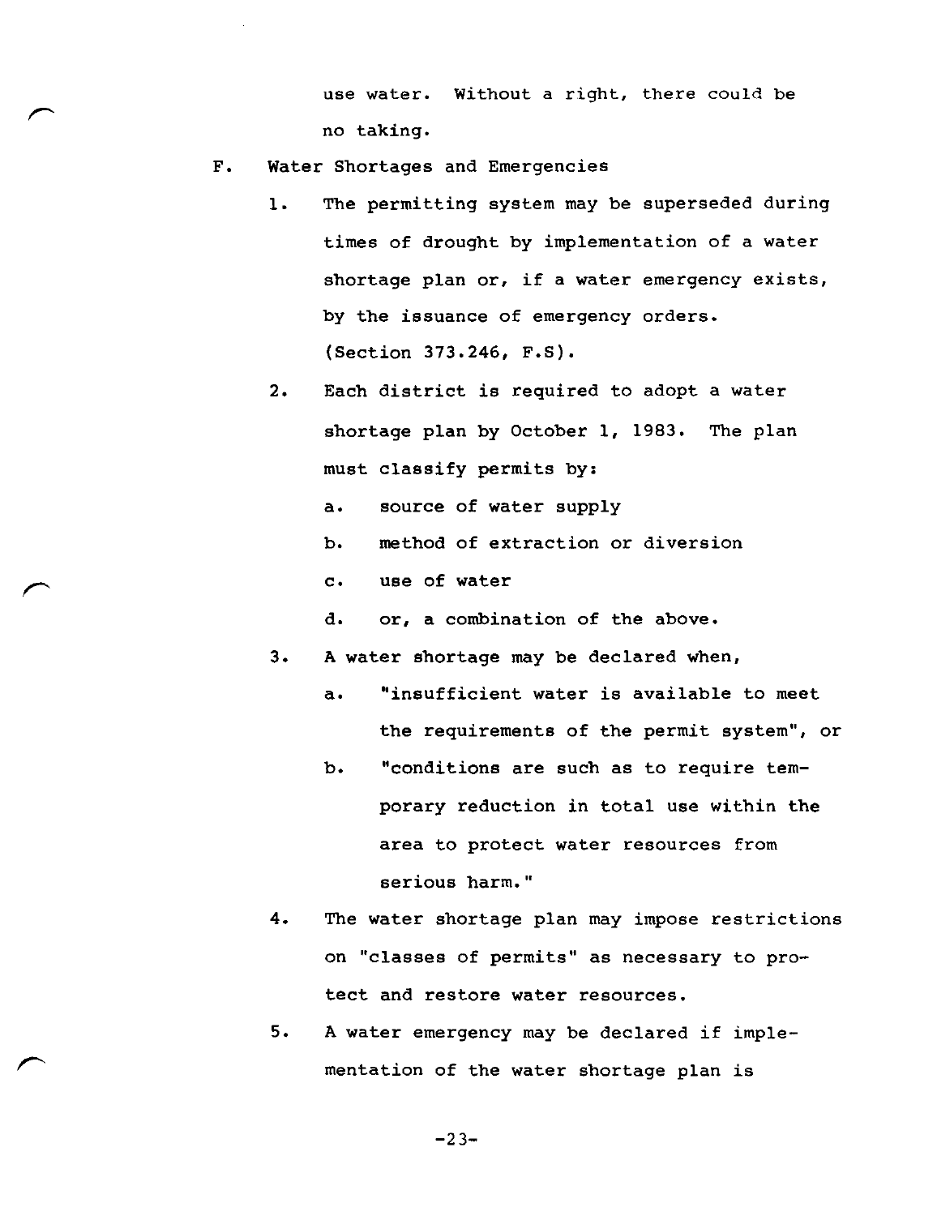use water. Without a right, there could be no taking.

F. Water Shortages and Emergencies

1. The permitting system may be superseded during times of drought by implementation of a water shortage plan or, if a water emergency exists, by the issuance of emergency orders. (Section 373.246, F.S).

2. Each district is required to adopt a water shortage plan by October 1, 1983. The plan must classify permits by:

   a. source of water supply
   b. method of extraction or diversion
   c. use of water
   d. or, a combination of the above.

3. A water shortage may be declared when,

   a. "insufficient water is available to meet the requirements of the permit system", or
   b. "conditions are such as to require temporary reduction in total use within the area to protect water resources from serious harm."

4. The water shortage plan may impose restrictions on "classes of permits" as necessary to protect and restore water resources.

5. A water emergency may be declared if implementation of the water shortage plan is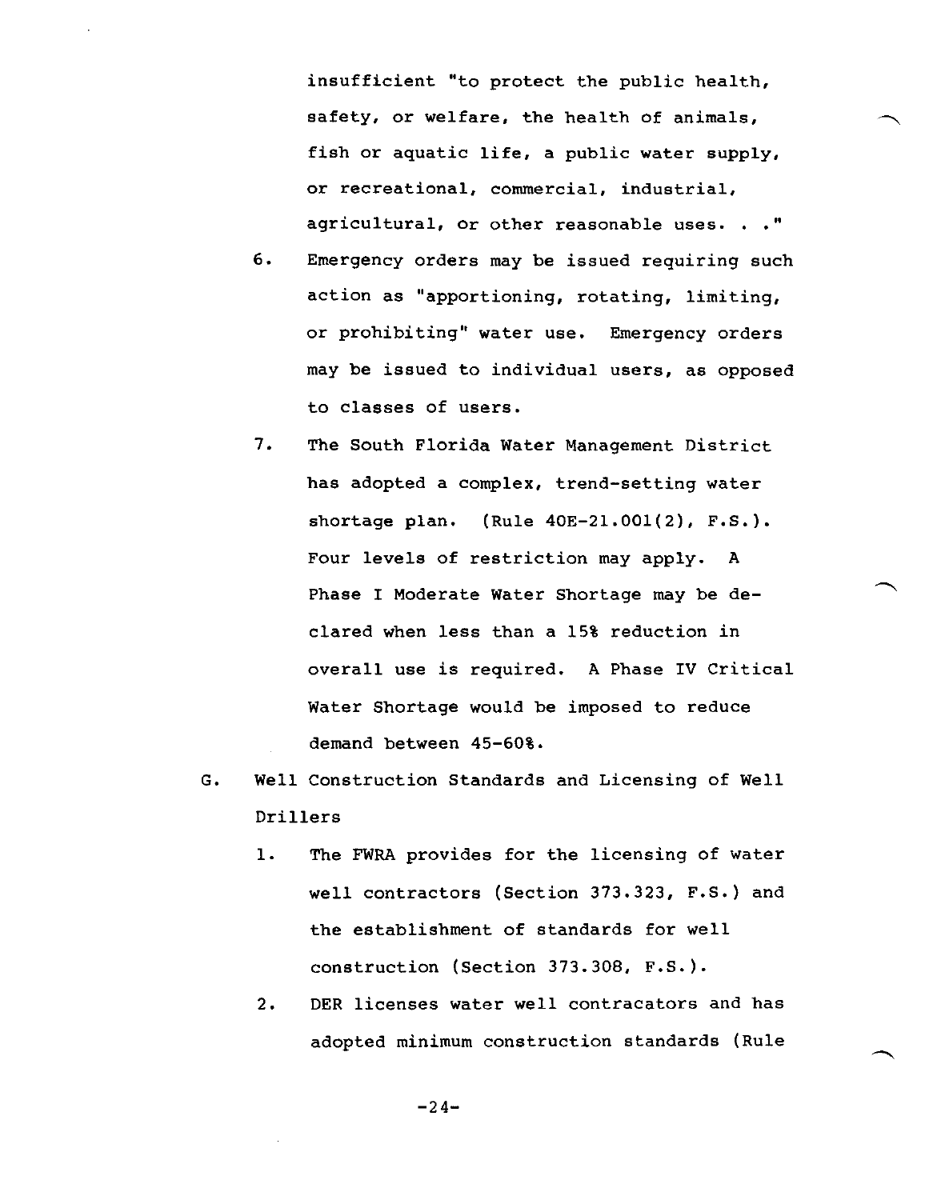insufficient "to protect the public health, safety, or welfare, the health of animals, fish or aquatic life, a public water supply, or recreational, commercial, industrial, agricultural, or other reasonable uses. . ."

6. Emergency orders may be issued requiring such action as "apportioning, rotating, limiting, or prohibiting" water use. Emergency orders may be issued to individual users, as opposed to classes of users.

7. The South Florida Water Management District has adopted a complex, trend-setting water shortage plan. (Rule 40E-21.001(2), F.S.). Four levels of restriction may apply. A Phase I Moderate Water Shortage may be declared when less than a 15% reduction in overall use is required. A Phase IV Critical Water Shortage would be imposed to reduce demand between 45-60%.

G. Well Construction Standards and Licensing of Well Drillers

1. The FWRA provides for the licensing of water well contractors (Section 373.323, F.S.) and the establishment of standards for well construction (Section 373.308, F.S.).

2. DER licenses water well contracators and has adopted minimum construction standards (Rule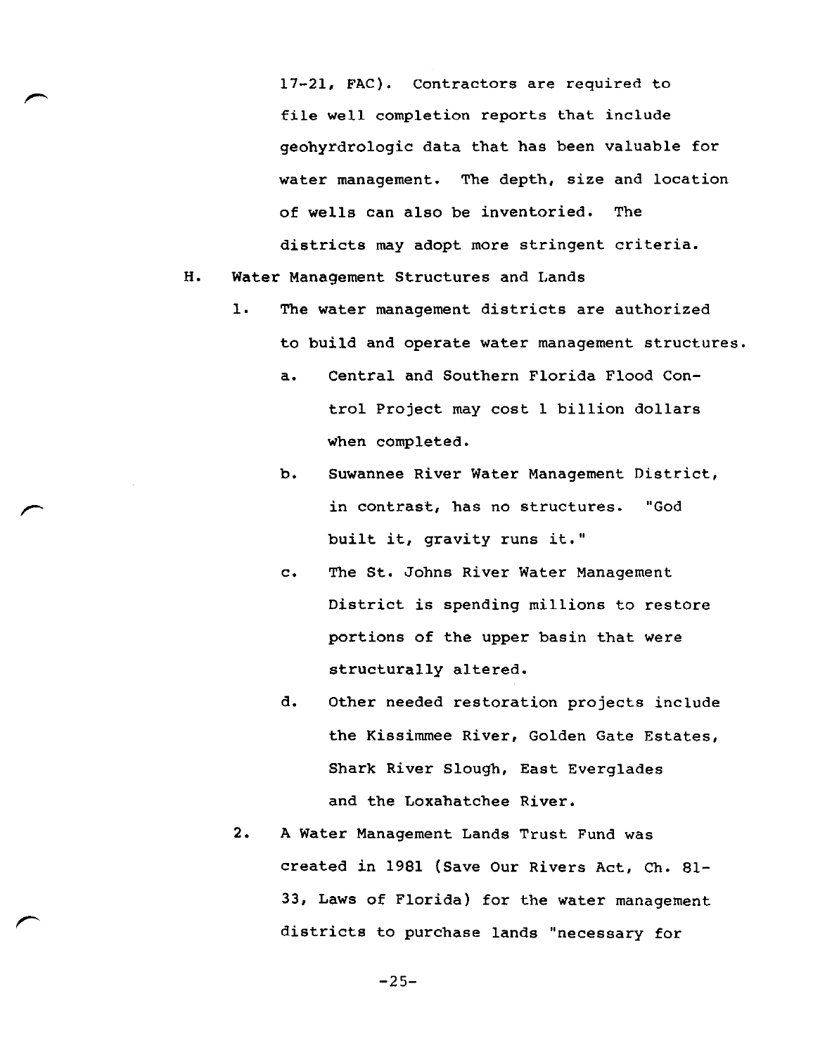17-21, FAC). Contractors are required to file well completion reports that include geohyrdrologic data that has been valuable for water management. The depth, size and location of wells can also be inventoried. The districts may adopt more stringent criteria.

H. Water Management Structures and Lands

1. The water management districts are authorized to build and operate water management structures.

   a. Central and Southern Florida Flood Control Project may cost 1 billion dollars when completed.

   b. Suwannee River Water Management District, in contrast, has no structures. "God built it, gravity runs it."

   c. The St. Johns River Water Management District is spending millions to restore portions of the upper basin that were structurally altered.

   d. Other needed restoration projects include the Kissimmee River, Golden Gate Estates, Shark River Slough, East Everglades and the Loxahatchee River.

2. A Water Management Lands Trust Fund was created in 1981 (Save Our Rivers Act, Ch. 81-33, Laws of Florida) for the water management districts to purchase lands "necessary for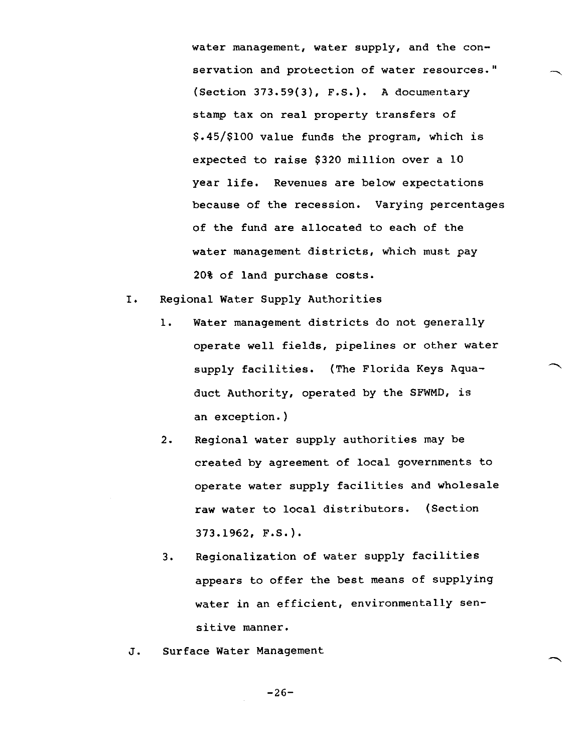water management, water supply, and the conservation and protection of water resources." (Section 373.59(3), F.S.). A documentary stamp tax on real property transfers of $.45/$100 value funds the program, which is expected to raise $320 million over a 10 year life. Revenues are below expectations because of the recession. Varying percentages of the fund are allocated to each of the water management districts, which must pay 20% of land purchase costs.

I. Regional Water Supply Authorities

1. Water management districts do not generally operate well fields, pipelines or other water supply facilities. (The Florida Keys Aquaduct Authority, operated by the SFWMD, is an exception.)

2. Regional water supply authorities may be created by agreement of local governments to operate water supply facilities and wholesale raw water to local distributors. (Section 373.1962, F.S.).

3. Regionalization of water supply facilities appears to offer the best means of supplying water in an efficient, environmentally sensitive manner.

J. Surface Water Management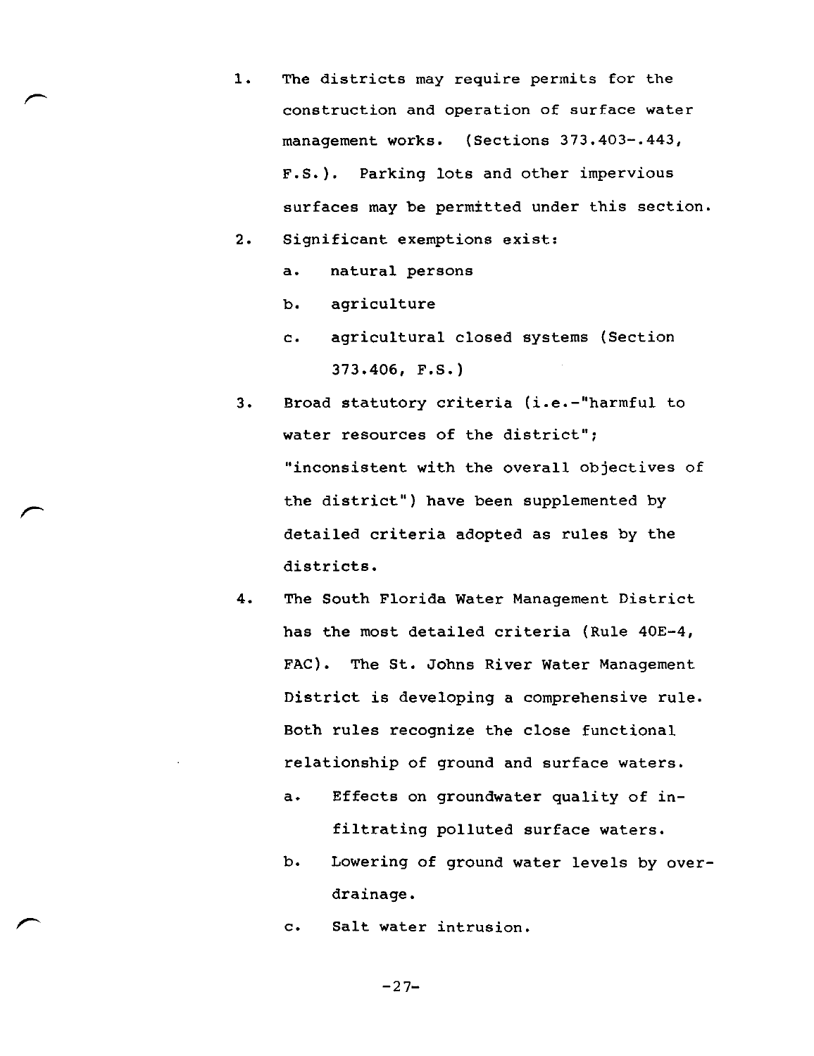1. The districts may require permits for the construction and operation of surface water management works. (Sections 373.403-.443, F.S.). Parking lots and other impervious surfaces may be permitted under this section.

2. Significant exemptions exist:
   a. natural persons
   b. agriculture
   c. agricultural closed systems (Section 373.406, F.S.)

3. Broad statutory criteria (i.e.-"harmful to water resources of the district"; "inconsistent with the overall objectives of the district") have been supplemented by detailed criteria adopted as rules by the districts.

4. The South Florida Water Management District has the most detailed criteria (Rule 40E-4, FAC). The St. Johns River Water Management District is developing a comprehensive rule. Both rules recognize the close functional relationship of ground and surface waters.
   a. Effects on groundwater quality of infiltrating polluted surface waters.
   b. Lowering of ground water levels by overdrainage.
   c. Salt water intrusion.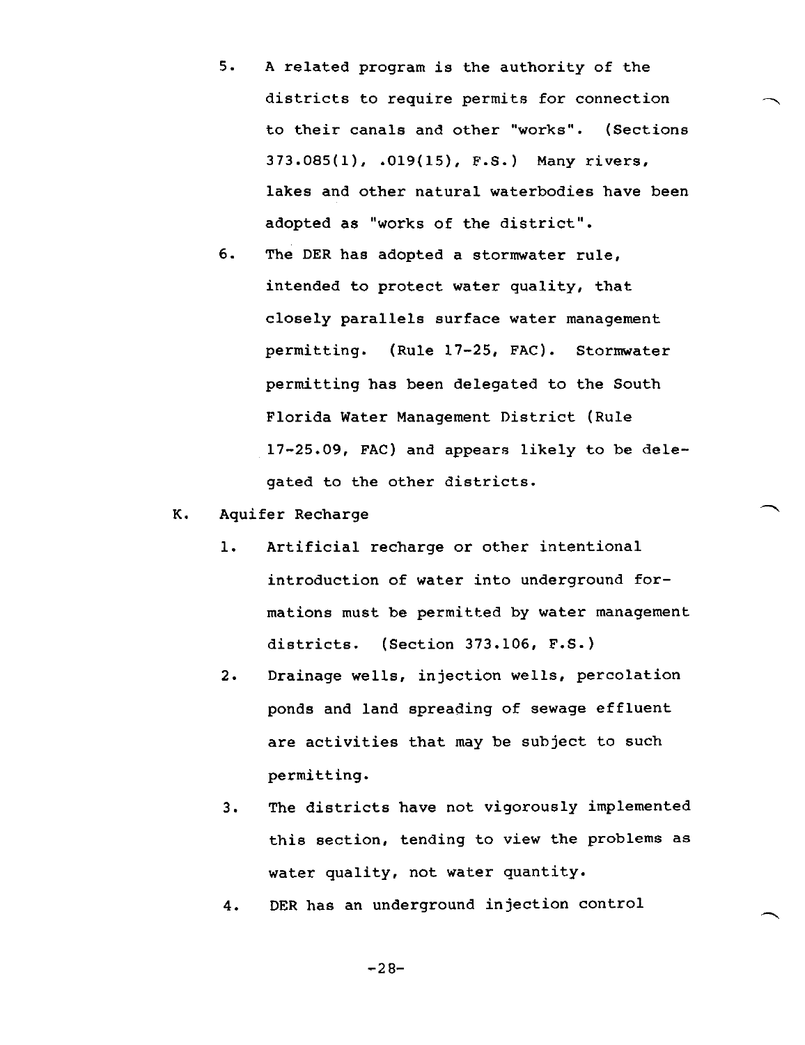5. A related program is the authority of the districts to require permits for connection to their canals and other "works". (Sections 373.085(1), .019(15), F.S.) Many rivers, lakes and other natural waterbodies have been adopted as "works of the district".

6. The DER has adopted a stormwater rule, intended to protect water quality, that closely parallels surface water management permitting. (Rule 17-25, FAC). Stormwater permitting has been delegated to the South Florida Water Management District (Rule 17-25.09, FAC) and appears likely to be delegated to the other districts.

K. Aquifer Recharge

1. Artificial recharge or other intentional introduction of water into underground formations must be permitted by water management districts. (Section 373.106, F.S.)

2. Drainage wells, injection wells, percolation ponds and land spreading of sewage effluent are activities that may be subject to such permitting.

3. The districts have not vigorously implemented this section, tending to view the problems as water quality, not water quantity.

4. DER has an underground injection control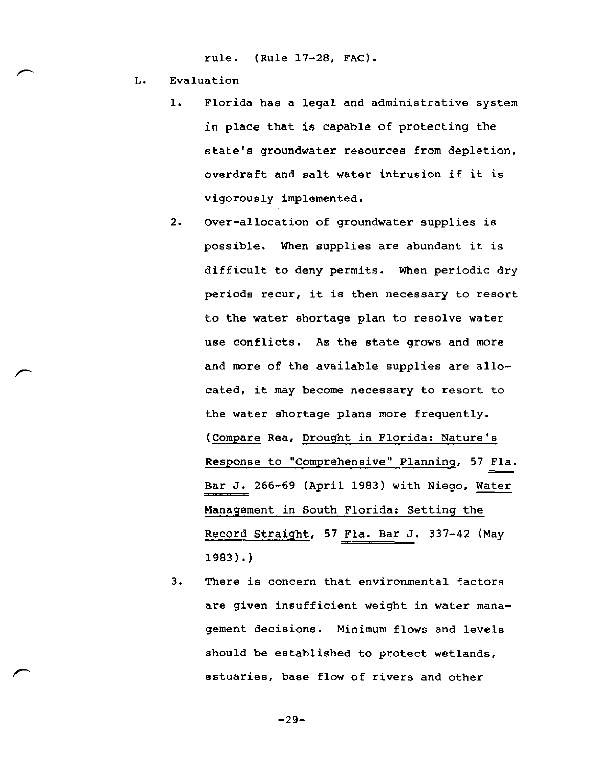rule. (Rule 17-28, FAC).

L. Evaluation

1. Florida has a legal and administrative system in place that is capable of protecting the state's groundwater resources from depletion, overdraft and salt water intrusion if it is vigorously implemented.

2. Over-allocation of groundwater supplies is possible. When supplies are abundant it is difficult to deny permits. When periodic dry periods recur, it is then necessary to resort to the water shortage plan to resolve water use conflicts. As the state grows and more and more of the available supplies are allocated, it may become necessary to resort to the water shortage plans more frequently. (Compare Rea, Drought in Florida: Nature's Response to "Comprehensive" Planning, 57 Fla. Bar J. 266-69 (April 1983) with Niego, Water Management in South Florida: Setting the Record Straight, 57 Fla. Bar J. 337-42 (May 1983).)

3. There is concern that environmental factors are given insufficient weight in water management decisions. Minimum flows and levels should be established to protect wetlands, estuaries, base flow of rivers and other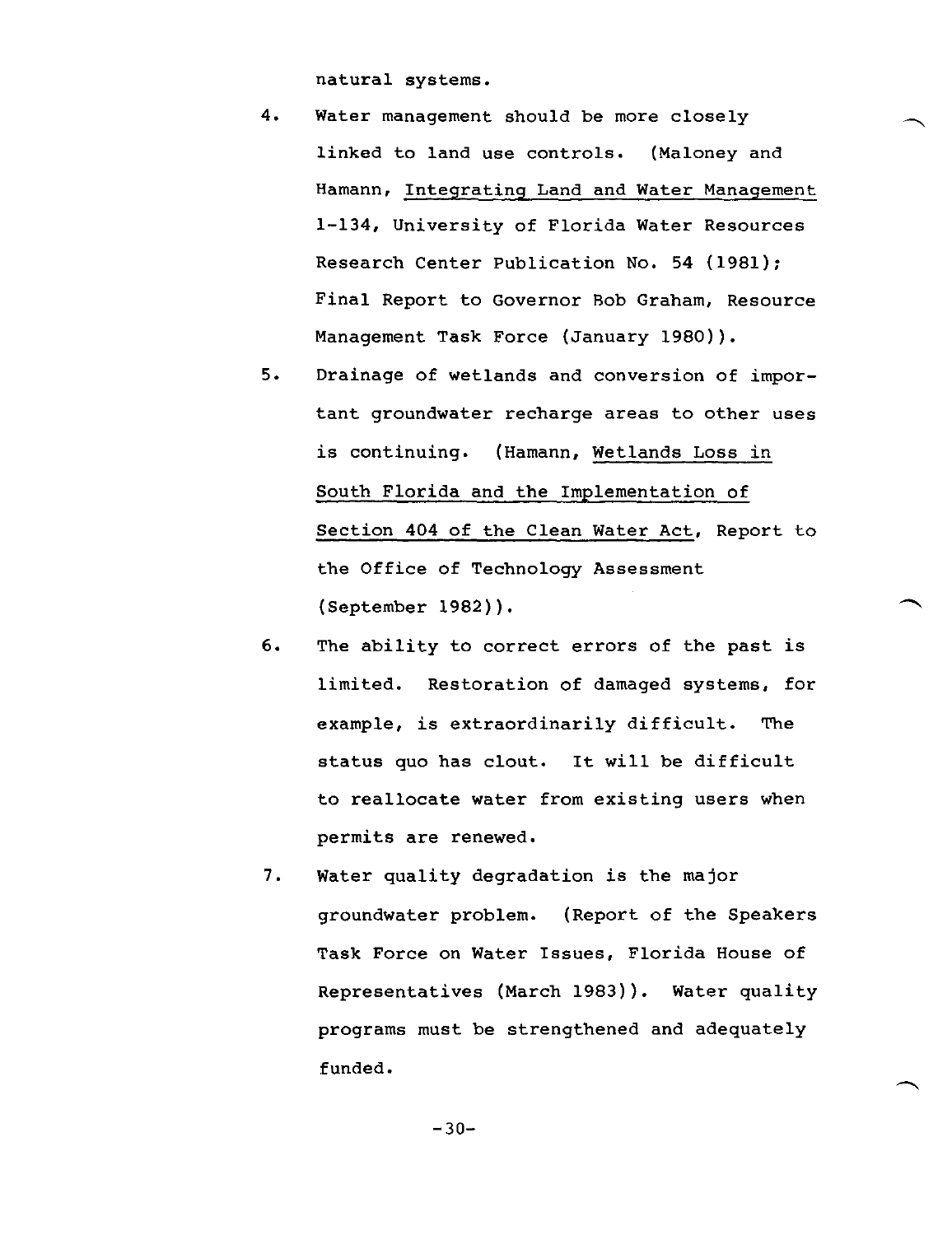natural systems.

4. Water management should be more closely linked to land use controls. (Maloney and Hamann, Integrating Land and Water Management 1-134, University of Florida Water Resources Research Center Publication No. 54 (1981); Final Report to Governor Bob Graham, Resource Management Task Force (January 1980)).

5. Drainage of wetlands and conversion of important groundwater recharge areas to other uses is continuing. (Hamann, Wetlands Loss in South Florida and the Implementation of Section 404 of the Clean Water Act, Report to the Office of Technology Assessment (September 1982)).

6. The ability to correct errors of the past is limited. Restoration of damaged systems, for example, is extraordinarily difficult. The status quo has clout. It will be difficult to reallocate water from existing users when permits are renewed.

7. Water quality degradation is the major groundwater problem. (Report of the Speakers Task Force on Water Issues, Florida House of Representatives (March 1983)). Water quality programs must be strengthened and adequately funded.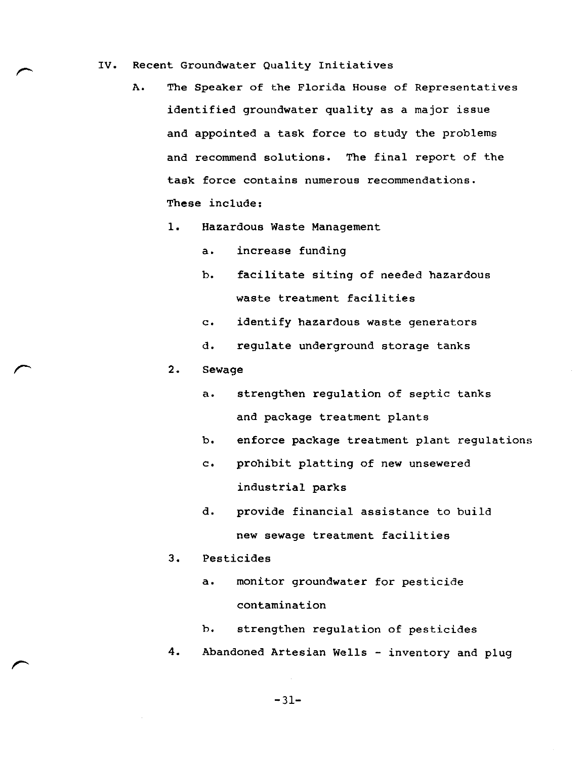## IV. Recent Groundwater Quality Initiatives

A. The Speaker of the Florida House of Representatives identified groundwater quality as a major issue and appointed a task force to study the problems and recommend solutions. The final report of the task force contains numerous recommendations. These include:

1. Hazardous Waste Management
   - a. increase funding
   - b. facilitate siting of needed hazardous waste treatment facilities
   - c. identify hazardous waste generators
   - d. regulate underground storage tanks
2. Sewage
   - a. strengthen regulation of septic tanks and package treatment plants
   - b. enforce package treatment plant regulations
   - c. prohibit platting of new unsewered industrial parks
   - d. provide financial assistance to build new sewage treatment facilities
3. Pesticides
   - a. monitor groundwater for pesticide contamination
   - b. strengthen regulation of pesticides
4. Abandoned Artesian Wells - inventory and plug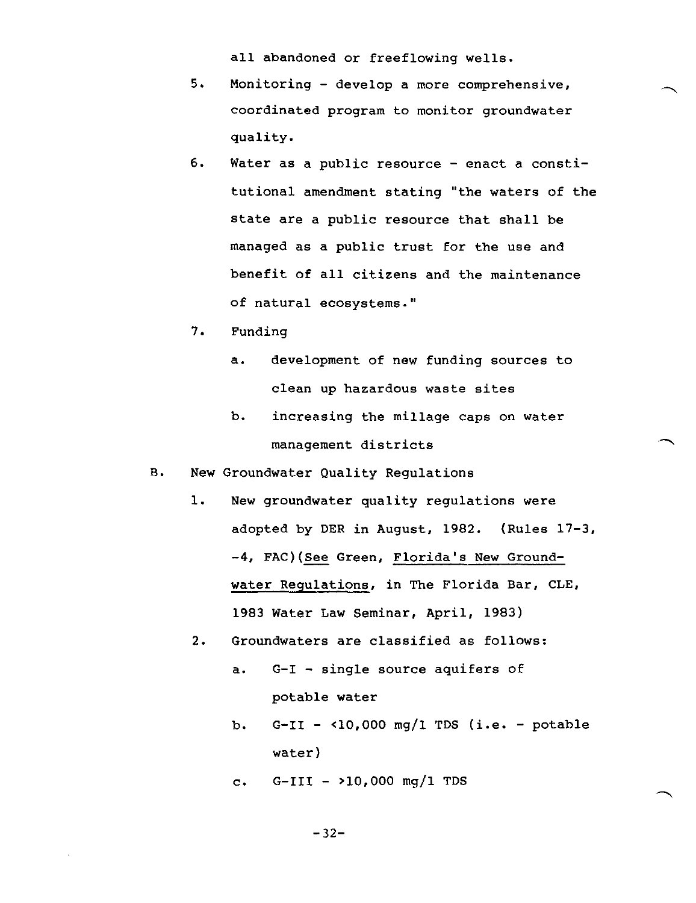all abandoned or freeflowing wells.

5. Monitoring - develop a more comprehensive, coordinated program to monitor groundwater quality.

6. Water as a public resource - enact a constitutional amendment stating "the waters of the state are a public resource that shall be managed as a public trust for the use and benefit of all citizens and the maintenance of natural ecosystems."

7. Funding

   a. development of new funding sources to clean up hazardous waste sites

   b. increasing the millage caps on water management districts

B. New Groundwater Quality Regulations

   1. New groundwater quality regulations were adopted by DER in August, 1982. (Rules 17-3, -4, FAC)(*See* Green, *Florida's New Groundwater Regulations*, in The Florida Bar, CLE, 1983 Water Law Seminar, April, 1983)

   2. Groundwaters are classified as follows:

      a. G-I - single source aquifers of potable water

      b. G-II - <10,000 mg/l TDS (i.e. - potable water)

      c. G-III - >10,000 mg/l TDS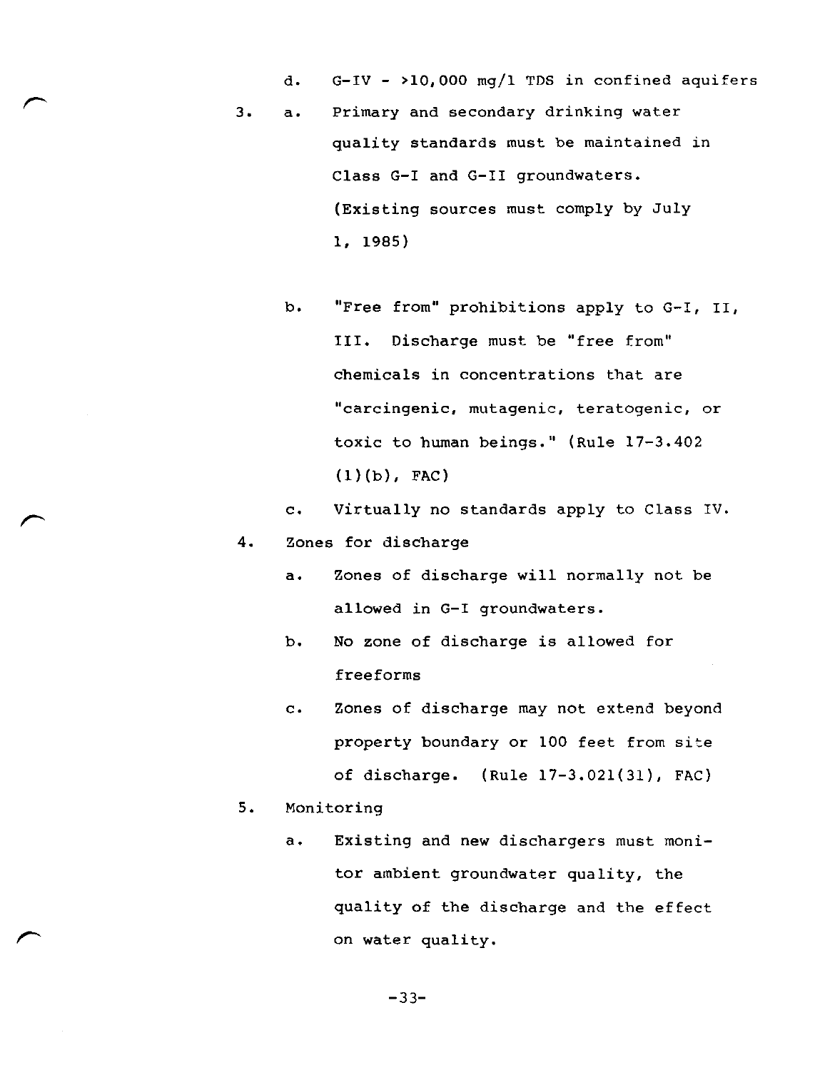d. G-IV - >10,000 mg/l TDS in confined aquifers

3. a. Primary and secondary drinking water quality standards must be maintained in Class G-I and G-II groundwaters. (Existing sources must comply by July 1, 1985)

   b. "Free from" prohibitions apply to G-I, II, III. Discharge must be "free from" chemicals in concentrations that are "carcingenic, mutagenic, teratogenic, or toxic to human beings." (Rule 17-3.402 (1)(b), FAC)

   c. Virtually no standards apply to Class IV.

4. Zones for discharge

   a. Zones of discharge will normally not be allowed in G-I groundwaters.

   b. No zone of discharge is allowed for freeforms

   c. Zones of discharge may not extend beyond property boundary or 100 feet from site of discharge. (Rule 17-3.021(31), FAC)

5. Monitoring

   a. Existing and new dischargers must monitor ambient groundwater quality, the quality of the discharge and the effect on water quality.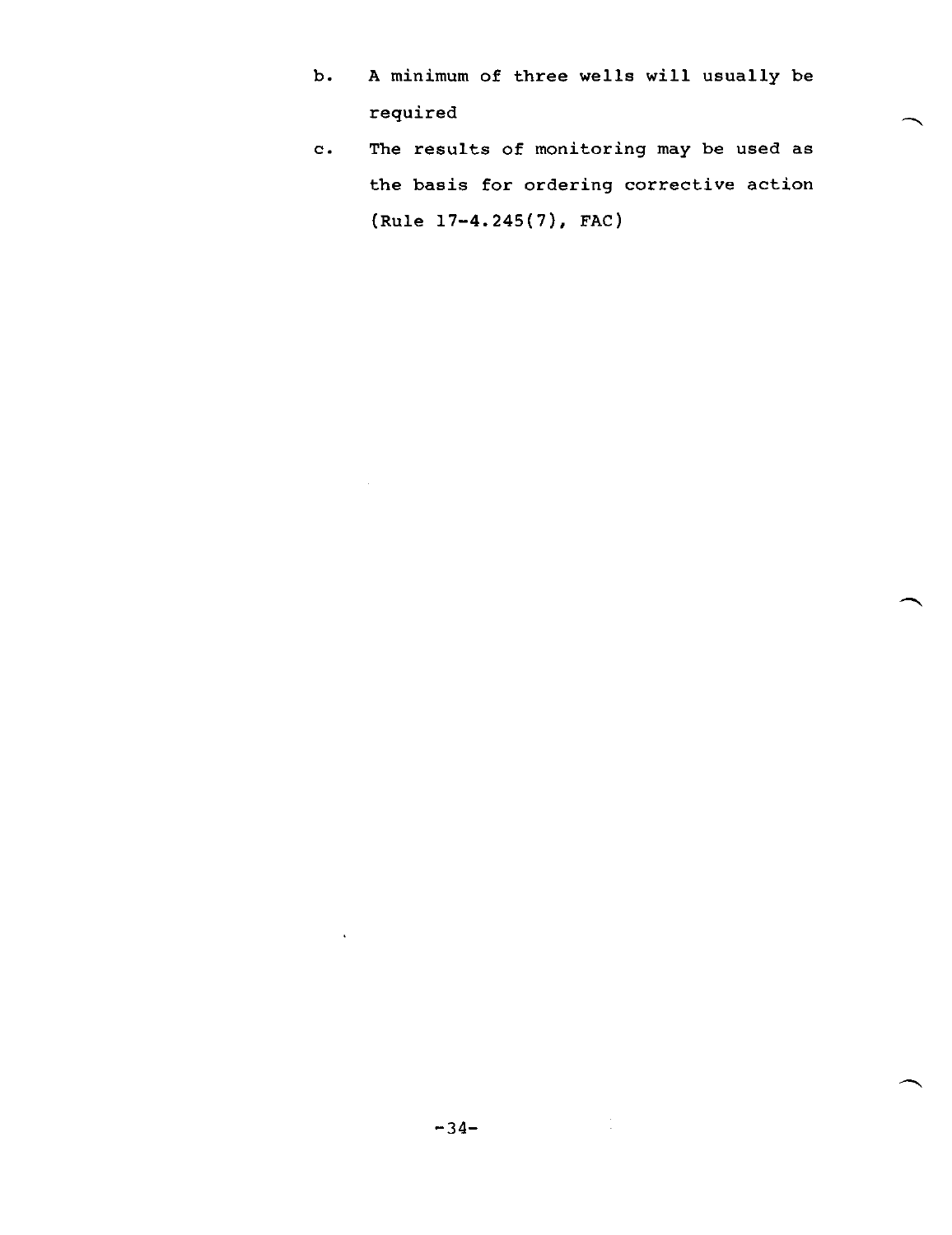b. A minimum of three wells will usually be required

c. The results of monitoring may be used as the basis for ordering corrective action (Rule 17-4.245(7), FAC)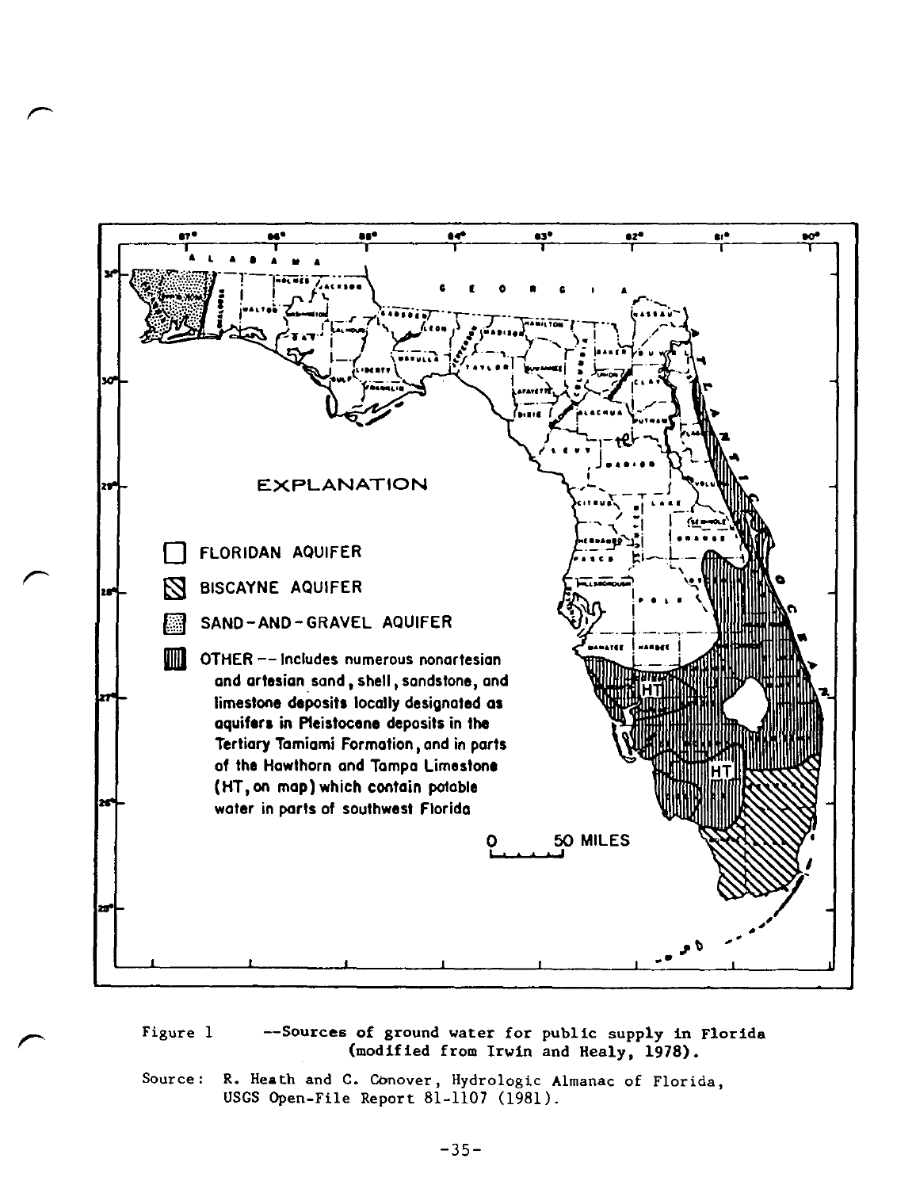Figure 1 --Sources of ground water for public supply in Florida (modified from Irwin and Healy, 1978).

Source: R. Heath and C. Conover, Hydrologic Almanac of Florida, USGS Open-File Report 81-1107 (1981).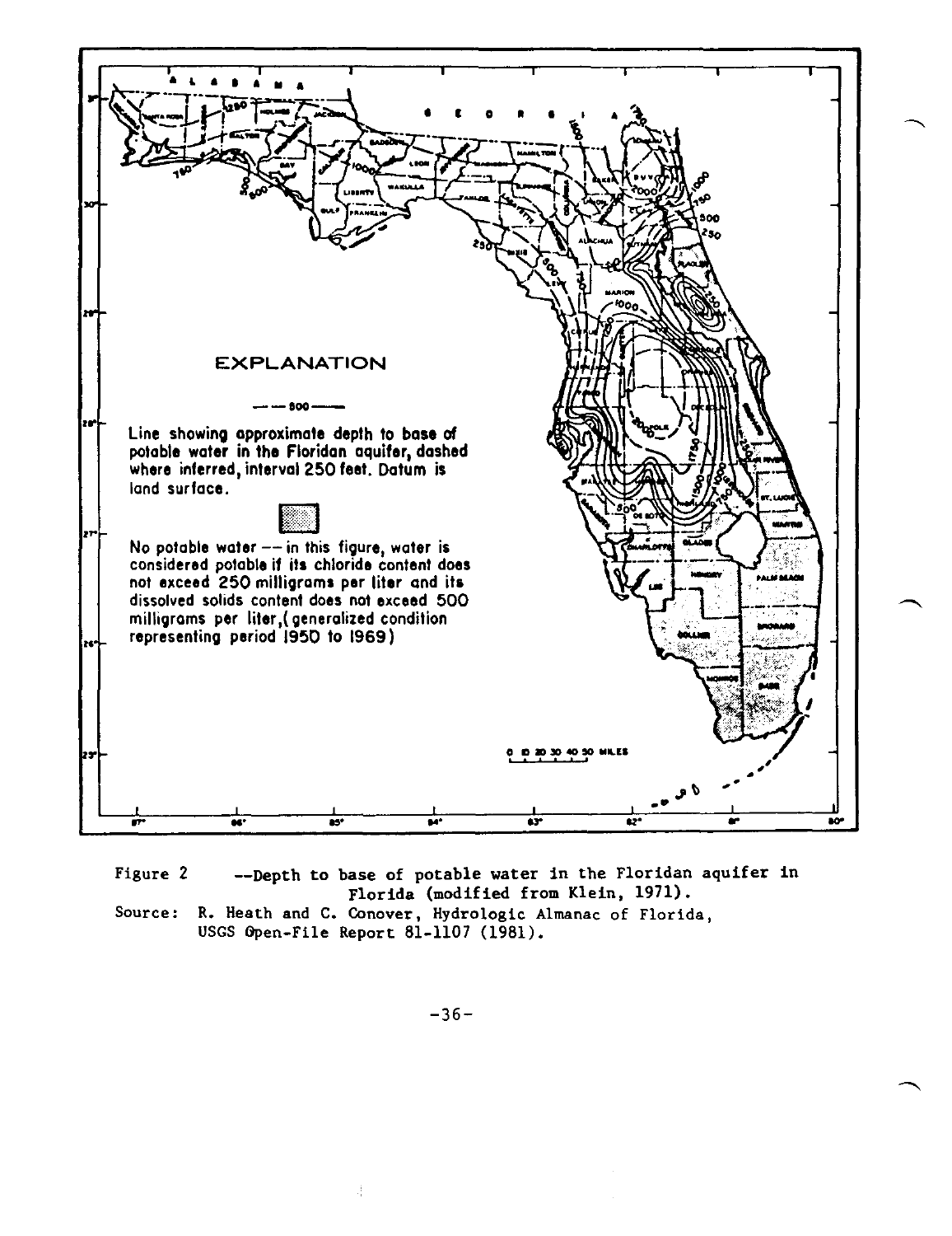EXPLANATION

— — 500 ——

Line showing approximate depth to base of potable water in the Floridan aquifer, dashed where inferred, interval 250 feet. Datum is land surface.

No potable water -- in this figure, water is considered potable if its chloride content does not exceed 250 milligrams per liter and its dissolved solids content does not exceed 500 milligrams per liter,(generalized condition representing period 1950 to 1969)

Figure 2 --Depth to base of potable water in the Floridan aquifer in Florida (modified from Klein, 1971).

Source: R. Heath and C. Conover, Hydrologic Almanac of Florida, USGS Open-File Report 81-1107 (1981).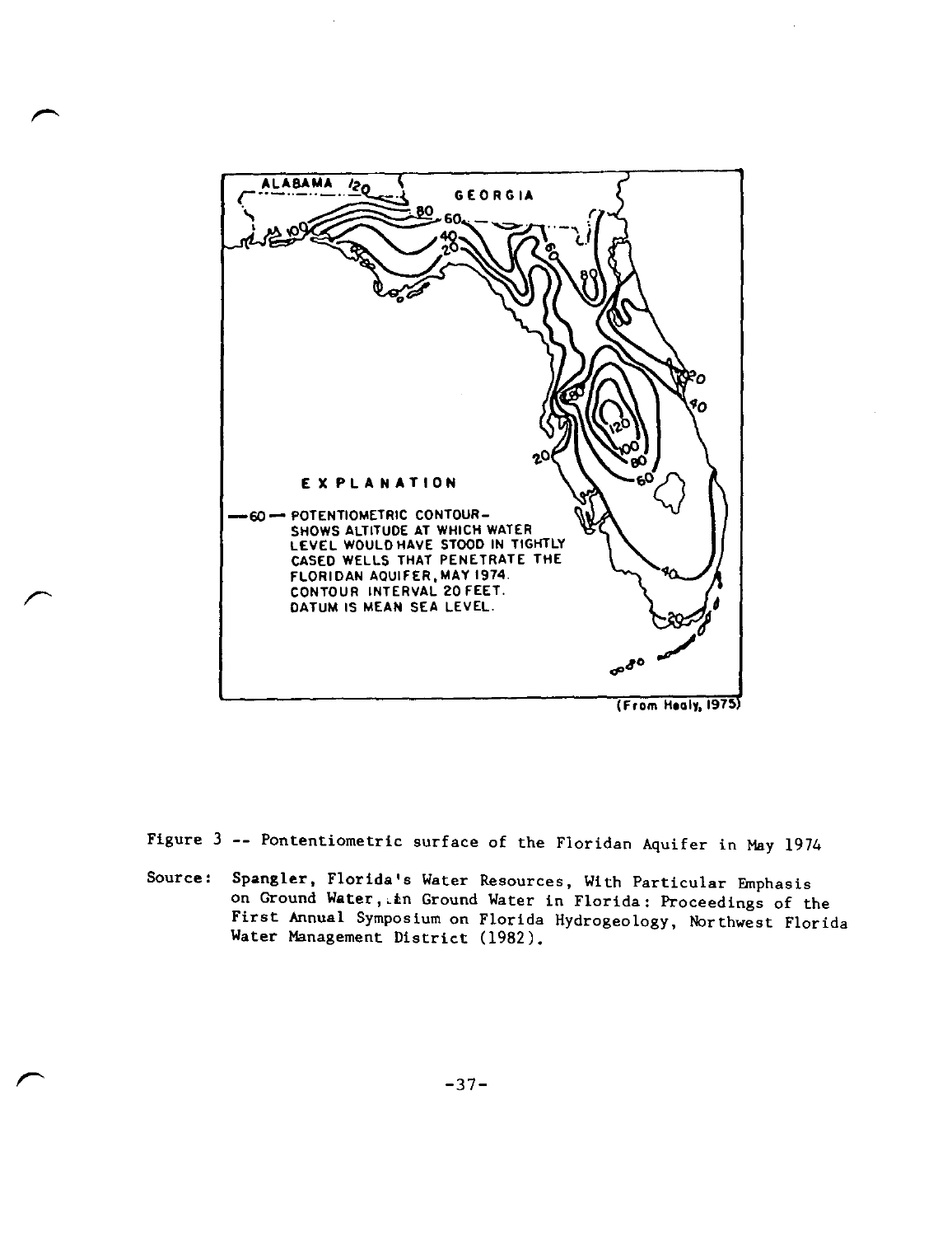Figure 3 -- Pontentiometric surface of the Floridan Aquifer in May 1974

Source: Spangler, Florida's Water Resources, With Particular Emphasis on Ground Water, in Ground Water in Florida: Proceedings of the First Annual Symposium on Florida Hydrogeology, Northwest Florida Water Management District (1982).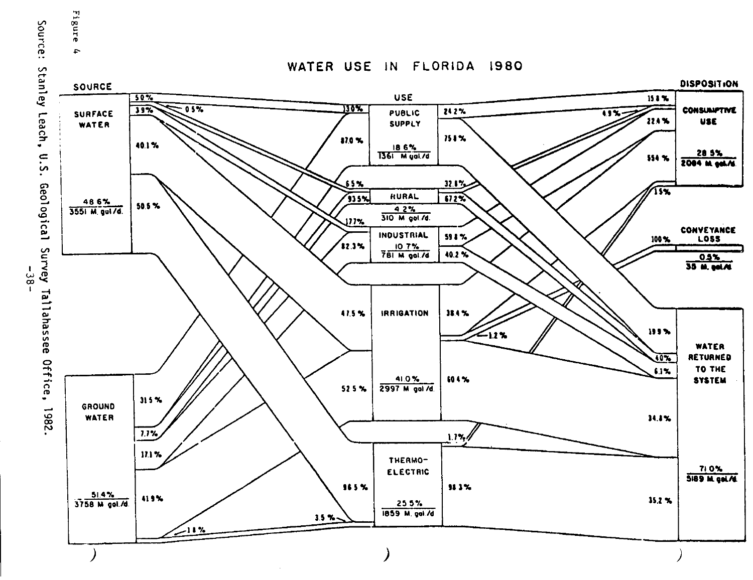Figure 4

# WATER USE IN FLORIDA 1980

SOURCE

SURFACE WATER
48.6% / 3551 M. gal/d.

GROUND WATER
51.4% / 3758 M. gal/d.

USE

PUBLIC SUPPLY
18.6% / 1361 M gal/d.

RURAL
4.2% / 310 M gal/d.

INDUSTRIAL
10.7% / 781 M gal/d.

IRRIGATION
41.0% / 2997 M gal/d.

THERMO-ELECTRIC
25.5% / 1859 M. gal/d.

DISPOSITION

CONSUMPTIVE USE
28.5% / 2084 M. gal/d.

CONVEYANCE LOSS
0.5% / 35 M. gal/d.

WATER RETURNED TO THE SYSTEM
71.0% / 5189 M. gal/d.

Source: Stanley Leach, U.S. Geological Survey Tallahassee Office, 1982.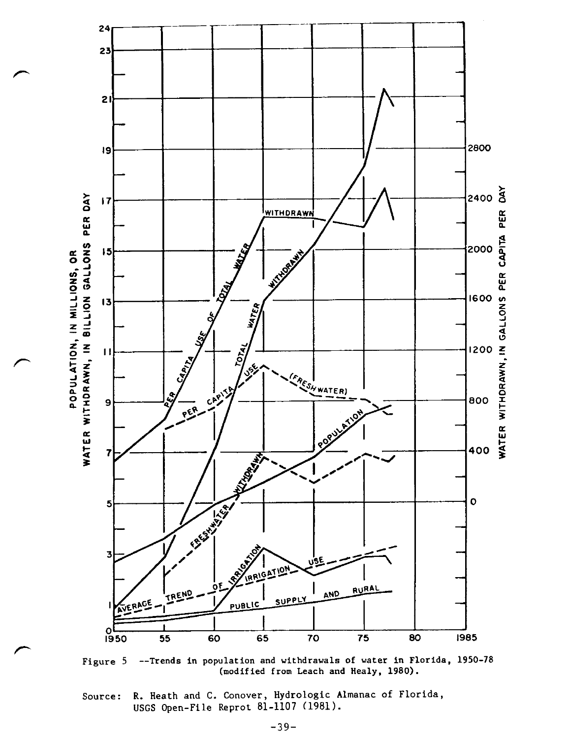Figure 5 --Trends in population and withdrawals of water in Florida, 1950-78 (modified from Leach and Healy, 1980).

Source: R. Heath and C. Conover, Hydrologic Almanac of Florida, USGS Open-File Reprot 81-1107 (1981).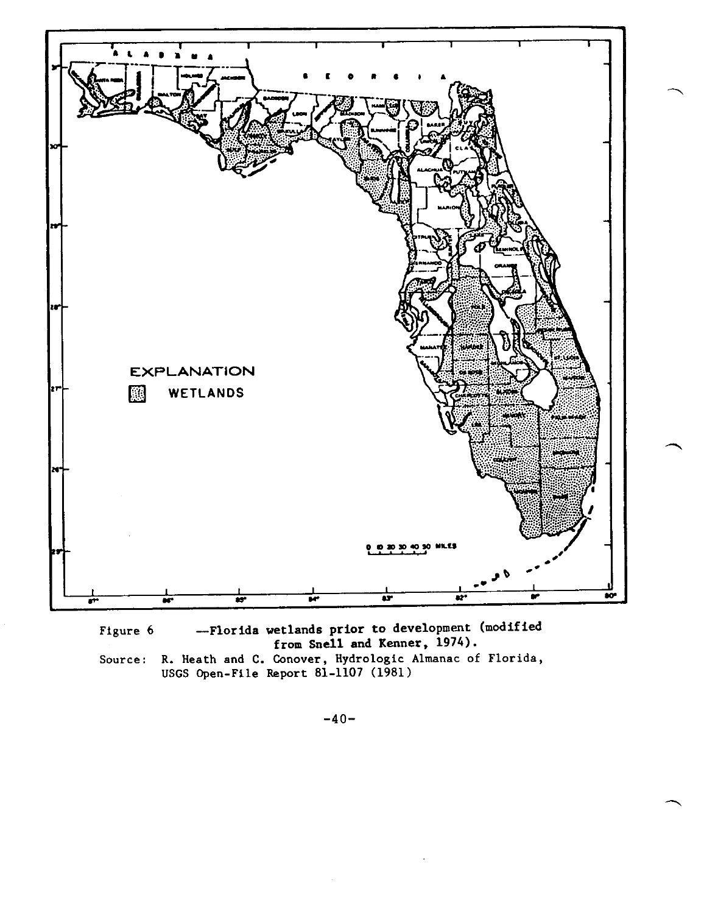Figure 6 —Florida wetlands prior to development (modified from Snell and Kenner, 1974).

Source: R. Heath and C. Conover, Hydrologic Almanac of Florida, USGS Open-File Report 81-1107 (1981)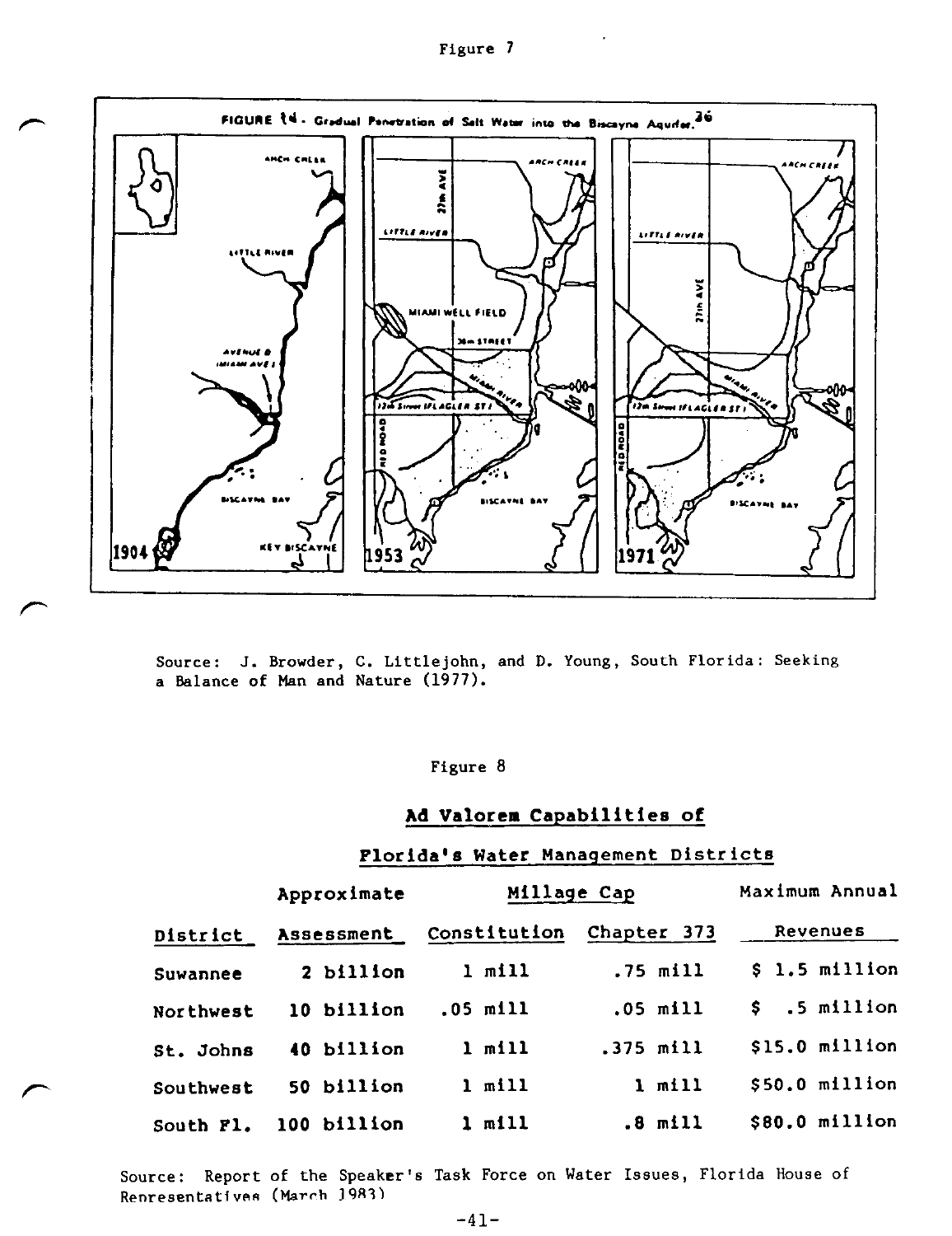Figure 7

FIGURE 14. Gradual Penetration of Salt Water into the Biscayne Aquifer.[36]

Source: J. Browder, C. Littlejohn, and D. Young, South Florida: Seeking a Balance of Man and Nature (1977).

Figure 8

**Ad Valorem Capabilities of**

**Florida's Water Management Districts**

| District | Approximate Assessment | Millage Cap | | Maximum Annual Revenues |
|---|---|---|---|---|
| | | Constitution | Chapter 373 | |
| Suwannee | 2 billion | 1 mill | .75 mill | $ 1.5 million |
| Northwest | 10 billion | .05 mill | .05 mill | $ .5 million |
| St. Johns | 40 billion | 1 mill | .375 mill | $15.0 million |
| Southwest | 50 billion | 1 mill | 1 mill | $50.0 million |
| South Fl. | 100 billion | 1 mill | .8 mill | $80.0 million |

Source: Report of the Speaker's Task Force on Water Issues, Florida House of Representatives (March 1983)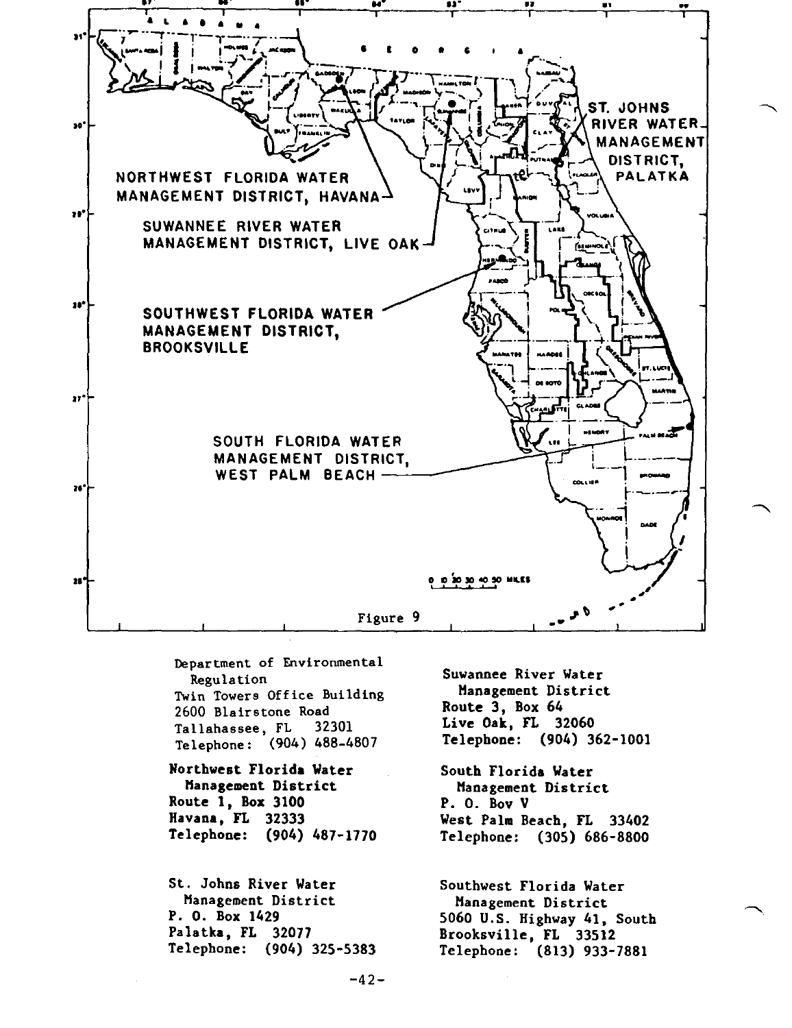NORTHWEST FLORIDA WATER MANAGEMENT DISTRICT, HAVANA

SUWANNEE RIVER WATER MANAGEMENT DISTRICT, LIVE OAK

SOUTHWEST FLORIDA WATER MANAGEMENT DISTRICT, BROOKSVILLE

SOUTH FLORIDA WATER MANAGEMENT DISTRICT, WEST PALM BEACH

ST. JOHNS RIVER WATER MANAGEMENT DISTRICT, PALATKA

0 10 20 30 40 50 MILES

Figure 9

Department of Environmental Regulation
Twin Towers Office Building
2600 Blairstone Road
Tallahassee, FL 32301
Telephone: (904) 488-4807

**Northwest Florida Water Management District**
**Route 1, Box 3100**
**Havana, FL 32333**
**Telephone: (904) 487-1770**

St. Johns River Water Management District
P. O. Box 1429
Palatka, FL 32077
Telephone: (904) 325-5383

**Suwannee River Water Management District**
**Route 3, Box 64**
**Live Oak, FL 32060**
**Telephone: (904) 362-1001**

South Florida Water Management District
P. O. Bov V
West Palm Beach, FL 33402
Telephone: (305) 686-8800

Southwest Florida Water Management District
5060 U.S. Highway 41, South
Brooksville, FL 33512
Telephone: (813) 933-7881